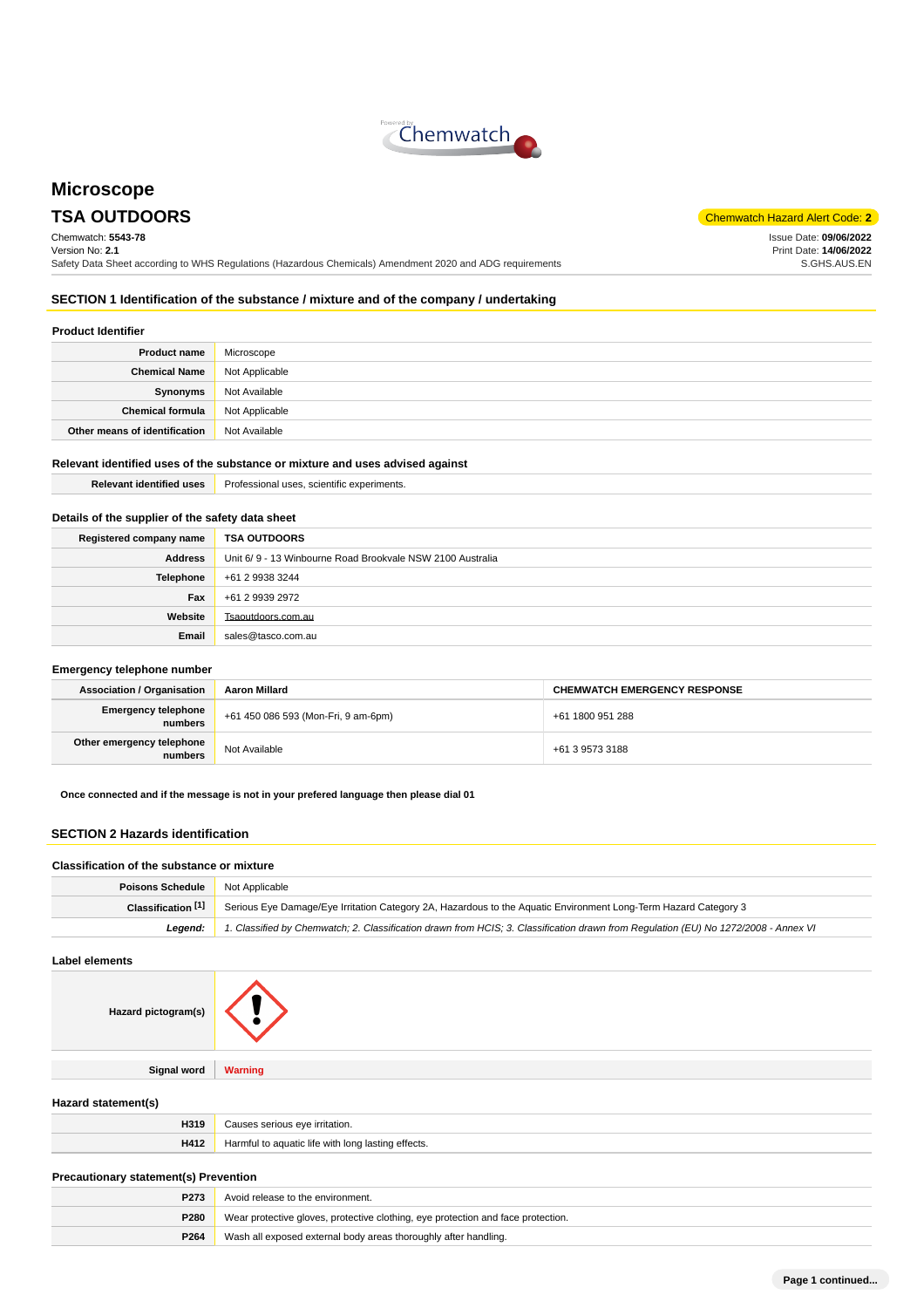# Microscope

## TSA OUTDOORS

Chemwatch Hazard Alert Code: **2**

Chemwatch: **5543-78**
Version No: **2.1**
Safety Data Sheet according to WHS Regulations (Hazardous Chemicals) Amendment 2020 and ADG requirements

Issue Date: **09/06/2022**
Print Date: **14/06/2022**
S.GHS.AUS.EN

## SECTION 1 Identification of the substance / mixture and of the company / undertaking

### Product Identifier

| | |
|---|---|
| **Product name** | Microscope |
| **Chemical Name** | Not Applicable |
| **Synonyms** | Not Available |
| **Chemical formula** | Not Applicable |
| **Other means of identification** | Not Available |

### Relevant identified uses of the substance or mixture and uses advised against

| | |
|---|---|
| **Relevant identified uses** | Professional uses, scientific experiments. |

### Details of the supplier of the safety data sheet

| | |
|---|---|
| **Registered company name** | **TSA OUTDOORS** |
| **Address** | Unit 6/ 9 - 13 Winbourne Road Brookvale NSW 2100 Australia |
| **Telephone** | +61 2 9938 3244 |
| **Fax** | +61 2 9939 2972 |
| **Website** | Tsaoutdoors.com.au |
| **Email** | sales@tasco.com.au |

### Emergency telephone number

| **Association / Organisation** | **Aaron Millard** | **CHEMWATCH EMERGENCY RESPONSE** |
|---|---|---|
| **Emergency telephone numbers** | +61 450 086 593 (Mon-Fri, 9 am-6pm) | +61 1800 951 288 |
| **Other emergency telephone numbers** | Not Available | +61 3 9573 3188 |

**Once connected and if the message is not in your prefered language then please dial 01**

## SECTION 2 Hazards identification

### Classification of the substance or mixture

| | |
|---|---|
| **Poisons Schedule** | Not Applicable |
| **Classification [1]** | Serious Eye Damage/Eye Irritation Category 2A, Hazardous to the Aquatic Environment Long-Term Hazard Category 3 |
| ***Legend:*** | *1. Classified by Chemwatch; 2. Classification drawn from HCIS; 3. Classification drawn from Regulation (EU) No 1272/2008 - Annex VI* |

### Label elements

| | |
|---|---|
| **Hazard pictogram(s)** | |
| **Signal word** | Warning |

### Hazard statement(s)

| | |
|---|---|
| **H319** | Causes serious eye irritation. |
| **H412** | Harmful to aquatic life with long lasting effects. |

### Precautionary statement(s) Prevention

| | |
|---|---|
| **P273** | Avoid release to the environment. |
| **P280** | Wear protective gloves, protective clothing, eye protection and face protection. |
| **P264** | Wash all exposed external body areas thoroughly after handling. |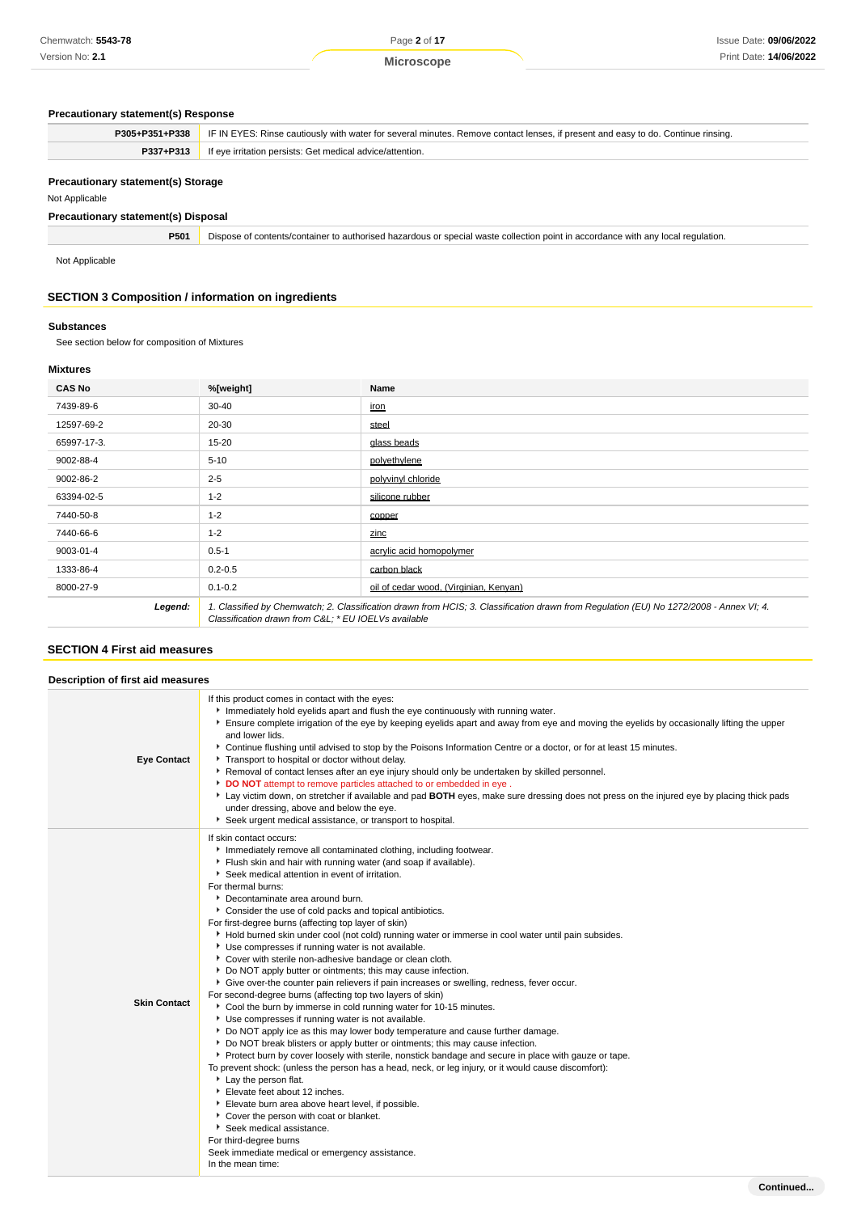### Precautionary statement(s) Response

| | |
|---|---|
| **P305+P351+P338** | IF IN EYES: Rinse cautiously with water for several minutes. Remove contact lenses, if present and easy to do. Continue rinsing. |
| **P337+P313** | If eye irritation persists: Get medical advice/attention. |

### Precautionary statement(s) Storage

Not Applicable

### Precautionary statement(s) Disposal

| | |
|---|---|
| **P501** | Dispose of contents/container to authorised hazardous or special waste collection point in accordance with any local regulation. |

Not Applicable

## SECTION 3 Composition / information on ingredients

### Substances

See section below for composition of Mixtures

### Mixtures

| CAS No | %[weight] | Name |
|---|---|---|
| 7439-89-6 | 30-40 | iron |
| 12597-69-2 | 20-30 | steel |
| 65997-17-3. | 15-20 | glass beads |
| 9002-88-4 | 5-10 | polyethylene |
| 9002-86-2 | 2-5 | polyvinyl chloride |
| 63394-02-5 | 1-2 | silicone rubber |
| 7440-50-8 | 1-2 | copper |
| 7440-66-6 | 1-2 | zinc |
| 9003-01-4 | 0.5-1 | acrylic acid homopolymer |
| 1333-86-4 | 0.2-0.5 | carbon black |
| 8000-27-9 | 0.1-0.2 | oil of cedar wood, (Virginian, Kenyan) |
| ***Legend:*** | *1. Classified by Chemwatch; 2. Classification drawn from HCIS; 3. Classification drawn from Regulation (EU) No 1272/2008 - Annex VI; 4. Classification drawn from C&L; * EU IOELVs available* | |

## SECTION 4 First aid measures

### Description of first aid measures

| | |
|---|---|
| **Eye Contact** | If this product comes in contact with the eyes:<br>▸ Immediately hold eyelids apart and flush the eye continuously with running water.<br>▸ Ensure complete irrigation of the eye by keeping eyelids apart and away from eye and moving the eyelids by occasionally lifting the upper and lower lids.<br>▸ Continue flushing until advised to stop by the Poisons Information Centre or a doctor, or for at least 15 minutes.<br>▸ Transport to hospital or doctor without delay.<br>▸ Removal of contact lenses after an eye injury should only be undertaken by skilled personnel.<br>▸ **DO NOT** attempt to remove particles attached to or embedded in eye .<br>▸ Lay victim down, on stretcher if available and pad **BOTH** eyes, make sure dressing does not press on the injured eye by placing thick pads under dressing, above and below the eye.<br>▸ Seek urgent medical assistance, or transport to hospital. |
| **Skin Contact** | If skin contact occurs:<br>▸ Immediately remove all contaminated clothing, including footwear.<br>▸ Flush skin and hair with running water (and soap if available).<br>▸ Seek medical attention in event of irritation.<br>For thermal burns:<br>▸ Decontaminate area around burn.<br>▸ Consider the use of cold packs and topical antibiotics.<br>For first-degree burns (affecting top layer of skin)<br>▸ Hold burned skin under cool (not cold) running water or immerse in cool water until pain subsides.<br>▸ Use compresses if running water is not available.<br>▸ Cover with sterile non-adhesive bandage or clean cloth.<br>▸ Do NOT apply butter or ointments; this may cause infection.<br>▸ Give over-the counter pain relievers if pain increases or swelling, redness, fever occur.<br>For second-degree burns (affecting top two layers of skin)<br>▸ Cool the burn by immerse in cold running water for 10-15 minutes.<br>▸ Use compresses if running water is not available.<br>▸ Do NOT apply ice as this may lower body temperature and cause further damage.<br>▸ Do NOT break blisters or apply butter or ointments; this may cause infection.<br>▸ Protect burn by cover loosely with sterile, nonstick bandage and secure in place with gauze or tape.<br>To prevent shock: (unless the person has a head, neck, or leg injury, or it would cause discomfort):<br>▸ Lay the person flat.<br>▸ Elevate feet about 12 inches.<br>▸ Elevate burn area above heart level, if possible.<br>▸ Cover the person with coat or blanket.<br>▸ Seek medical assistance.<br>For third-degree burns<br>Seek immediate medical or emergency assistance.<br>In the mean time: |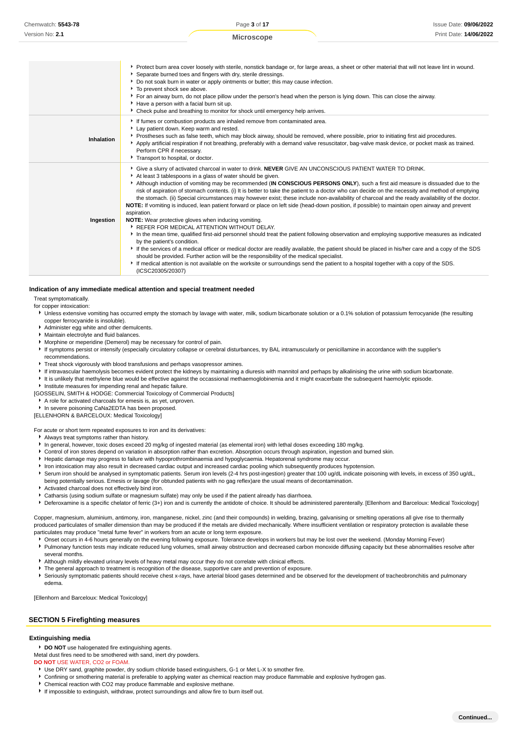| | |
|---|---|
| | ▸ Protect burn area cover loosely with sterile, nonstick bandage or, for large areas, a sheet or other material that will not leave lint in wound.<br>▸ Separate burned toes and fingers with dry, sterile dressings.<br>▸ Do not soak burn in water or apply ointments or butter; this may cause infection.<br>▸ To prevent shock see above.<br>▸ For an airway burn, do not place pillow under the person's head when the person is lying down. This can close the airway.<br>▸ Have a person with a facial burn sit up.<br>▸ Check pulse and breathing to monitor for shock until emergency help arrives. |
| **Inhalation** | ▸ If fumes or combustion products are inhaled remove from contaminated area.<br>▸ Lay patient down. Keep warm and rested.<br>▸ Prostheses such as false teeth, which may block airway, should be removed, where possible, prior to initiating first aid procedures.<br>▸ Apply artificial respiration if not breathing, preferably with a demand valve resuscitator, bag-valve mask device, or pocket mask as trained. Perform CPR if necessary.<br>▸ Transport to hospital, or doctor. |
| **Ingestion** | ▸ Give a slurry of activated charcoal in water to drink. **NEVER** GIVE AN UNCONSCIOUS PATIENT WATER TO DRINK.<br>▸ At least 3 tablespoons in a glass of water should be given.<br>▸ Although induction of vomiting may be recommended (**IN CONSCIOUS PERSONS ONLY**), such a first aid measure is dissuaded due to the risk of aspiration of stomach contents. (i) It is better to take the patient to a doctor who can decide on the necessity and method of emptying the stomach. (ii) Special circumstances may however exist; these include non-availability of charcoal and the ready availability of the doctor.<br>**NOTE:** If vomiting is induced, lean patient forward or place on left side (head-down position, if possible) to maintain open airway and prevent aspiration.<br>**NOTE:** Wear protective gloves when inducing vomiting.<br>▸ REFER FOR MEDICAL ATTENTION WITHOUT DELAY.<br>▸ In the mean time, qualified first-aid personnel should treat the patient following observation and employing supportive measures as indicated by the patient's condition.<br>▸ If the services of a medical officer or medical doctor are readily available, the patient should be placed in his/her care and a copy of the SDS should be provided. Further action will be the responsibility of the medical specialist.<br>▸ If medical attention is not available on the worksite or surroundings send the patient to a hospital together with a copy of the SDS.<br>(ICSC20305/20307) |

### Indication of any immediate medical attention and special treatment needed

Treat symptomatically.

for copper intoxication:

- Unless extensive vomiting has occurred empty the stomach by lavage with water, milk, sodium bicarbonate solution or a 0.1% solution of potassium ferrocyanide (the resulting copper ferrocyanide is insoluble).
- Administer egg white and other demulcents.
- Maintain electrolyte and fluid balances.
- Morphine or meperidine (Demerol) may be necessary for control of pain.
- If symptoms persist or intensify (especially circulatory collapse or cerebral disturbances, try BAL intramuscularly or penicillamine in accordance with the supplier's recommendations.
- Treat shock vigorously with blood transfusions and perhaps vasopressor amines.
- If intravascular haemolysis becomes evident protect the kidneys by maintaining a diuresis with mannitol and perhaps by alkalinising the urine with sodium bicarbonate.
- It is unlikely that methylene blue would be effective against the occassional methaemoglobinemia and it might exacerbate the subsequent haemolytic episode.
- Institute measures for impending renal and hepatic failure.

[GOSSELIN, SMITH & HODGE: Commercial Toxicology of Commercial Products]

- A role for activated charcoals for emesis is, as yet, unproven.
- In severe poisoning CaNa2EDTA has been proposed.

[ELLENHORN & BARCELOUX: Medical Toxicology]

For acute or short term repeated exposures to iron and its derivatives:

- Always treat symptoms rather than history.
- In general, however, toxic doses exceed 20 mg/kg of ingested material (as elemental iron) with lethal doses exceeding 180 mg/kg.
- Control of iron stores depend on variation in absorption rather than excretion. Absorption occurs through aspiration, ingestion and burned skin.
- Hepatic damage may progress to failure with hypoprothrombinaemia and hypoglycaemia. Hepatorenal syndrome may occur.
- Iron intoxication may also result in decreased cardiac output and increased cardiac pooling which subsequently produces hypotension.
- Serum iron should be analysed in symptomatic patients. Serum iron levels (2-4 hrs post-ingestion) greater that 100 ug/dL indicate poisoning with levels, in excess of 350 ug/dL, being potentially serious. Emesis or lavage (for obtunded patients with no gag reflex)are the usual means of decontamination.
- Activated charcoal does not effectively bind iron.
- Catharsis (using sodium sulfate or magnesium sulfate) may only be used if the patient already has diarrhoea.
- Deferoxamine is a specific chelator of ferric (3+) iron and is currently the antidote of choice. It should be administered parenterally. [Ellenhorn and Barceloux: Medical Toxicology]

Copper, magnesium, aluminium, antimony, iron, manganese, nickel, zinc (and their compounds) in welding, brazing, galvanising or smelting operations all give rise to thermally produced particulates of smaller dimension than may be produced if the metals are divided mechanically. Where insufficient ventilation or respiratory protection is available these particulates may produce "metal fume fever" in workers from an acute or long term exposure.

- Onset occurs in 4-6 hours generally on the evening following exposure. Tolerance develops in workers but may be lost over the weekend. (Monday Morning Fever)
- Pulmonary function tests may indicate reduced lung volumes, small airway obstruction and decreased carbon monoxide diffusing capacity but these abnormalities resolve after several months.
- Although mildly elevated urinary levels of heavy metal may occur they do not correlate with clinical effects.
- The general approach to treatment is recognition of the disease, supportive care and prevention of exposure.
- Seriously symptomatic patients should receive chest x-rays, have arterial blood gases determined and be observed for the development of tracheobronchitis and pulmonary edema.

[Ellenhorn and Barceloux: Medical Toxicology]

## SECTION 5 Firefighting measures

### Extinguishing media

- **DO NOT** use halogenated fire extinguishing agents.

Metal dust fires need to be smothered with sand, inert dry powders.

**DO NOT** USE WATER, CO2 or FOAM.

- Use DRY sand, graphite powder, dry sodium chloride based extinguishers, G-1 or Met L-X to smother fire.
- Confining or smothering material is preferable to applying water as chemical reaction may produce flammable and explosive hydrogen gas.
- Chemical reaction with CO2 may produce flammable and explosive methane.
- If impossible to extinguish, withdraw, protect surroundings and allow fire to burn itself out.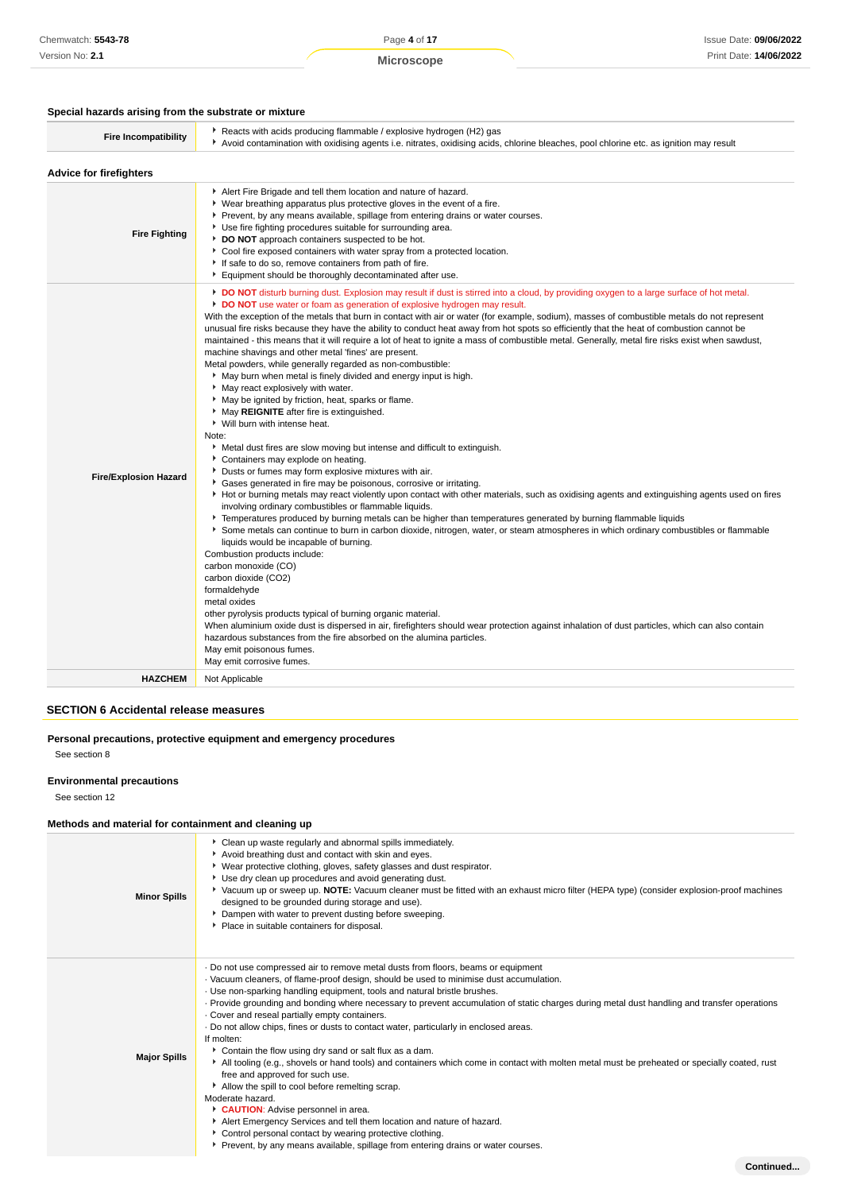### Special hazards arising from the substrate or mixture

| | |
|---|---|
| **Fire Incompatibility** | ▸ Reacts with acids producing flammable / explosive hydrogen ($H_2$) gas<br>▸ Avoid contamination with oxidising agents i.e. nitrates, oxidising acids, chlorine bleaches, pool chlorine etc. as ignition may result |

### Advice for firefighters

| | |
|---|---|
| **Fire Fighting** | ▸ Alert Fire Brigade and tell them location and nature of hazard.<br>▸ Wear breathing apparatus plus protective gloves in the event of a fire.<br>▸ Prevent, by any means available, spillage from entering drains or water courses.<br>▸ Use fire fighting procedures suitable for surrounding area.<br>▸ **DO NOT** approach containers suspected to be hot.<br>▸ Cool fire exposed containers with water spray from a protected location.<br>▸ If safe to do so, remove containers from path of fire.<br>▸ Equipment should be thoroughly decontaminated after use. |
| **Fire/Explosion Hazard** | ▸ **DO NOT** disturb burning dust. Explosion may result if dust is stirred into a cloud, by providing oxygen to a large surface of hot metal.<br>▸ **DO NOT** use water or foam as generation of explosive hydrogen may result.<br>With the exception of the metals that burn in contact with air or water (for example, sodium), masses of combustible metals do not represent unusual fire risks because they have the ability to conduct heat away from hot spots so efficiently that the heat of combustion cannot be maintained - this means that it will require a lot of heat to ignite a mass of combustible metal. Generally, metal fire risks exist when sawdust, machine shavings and other metal 'fines' are present.<br>Metal powders, while generally regarded as non-combustible:<br>▸ May burn when metal is finely divided and energy input is high.<br>▸ May react explosively with water.<br>▸ May be ignited by friction, heat, sparks or flame.<br>▸ May **REIGNITE** after fire is extinguished.<br>▸ Will burn with intense heat.<br>Note:<br>▸ Metal dust fires are slow moving but intense and difficult to extinguish.<br>▸ Containers may explode on heating.<br>▸ Dusts or fumes may form explosive mixtures with air.<br>▸ Gases generated in fire may be poisonous, corrosive or irritating.<br>▸ Hot or burning metals may react violently upon contact with other materials, such as oxidising agents and extinguishing agents used on fires involving ordinary combustibles or flammable liquids.<br>▸ Temperatures produced by burning metals can be higher than temperatures generated by burning flammable liquids<br>▸ Some metals can continue to burn in carbon dioxide, nitrogen, water, or steam atmospheres in which ordinary combustibles or flammable liquids would be incapable of burning.<br>Combustion products include:<br>carbon monoxide (CO)<br>carbon dioxide ($CO_2$)<br>formaldehyde<br>metal oxides<br>other pyrolysis products typical of burning organic material.<br>When aluminium oxide dust is dispersed in air, firefighters should wear protection against inhalation of dust particles, which can also contain hazardous substances from the fire absorbed on the alumina particles.<br>May emit poisonous fumes.<br>May emit corrosive fumes. |
| **HAZCHEM** | Not Applicable |

## SECTION 6 Accidental release measures

### Personal precautions, protective equipment and emergency procedures

See section 8

### Environmental precautions

See section 12

### Methods and material for containment and cleaning up

| | |
|---|---|
| **Minor Spills** | ▸ Clean up waste regularly and abnormal spills immediately.<br>▸ Avoid breathing dust and contact with skin and eyes.<br>▸ Wear protective clothing, gloves, safety glasses and dust respirator.<br>▸ Use dry clean up procedures and avoid generating dust.<br>▸ Vacuum up or sweep up. **NOTE:** Vacuum cleaner must be fitted with an exhaust micro filter (HEPA type) (consider explosion-proof machines designed to be grounded during storage and use).<br>▸ Dampen with water to prevent dusting before sweeping.<br>▸ Place in suitable containers for disposal. |
| **Major Spills** | · Do not use compressed air to remove metal dusts from floors, beams or equipment<br>· Vacuum cleaners, of flame-proof design, should be used to minimise dust accumulation.<br>· Use non-sparking handling equipment, tools and natural bristle brushes.<br>· Provide grounding and bonding where necessary to prevent accumulation of static charges during metal dust handling and transfer operations<br>· Cover and reseal partially empty containers.<br>· Do not allow chips, fines or dusts to contact water, particularly in enclosed areas.<br>If molten:<br>▸ Contain the flow using dry sand or salt flux as a dam.<br>▸ All tooling (e.g., shovels or hand tools) and containers which come in contact with molten metal must be preheated or specially coated, rust free and approved for such use.<br>▸ Allow the spill to cool before remelting scrap.<br>Moderate hazard.<br>▸ **CAUTION**: Advise personnel in area.<br>▸ Alert Emergency Services and tell them location and nature of hazard.<br>▸ Control personal contact by wearing protective clothing.<br>▸ Prevent, by any means available, spillage from entering drains or water courses. |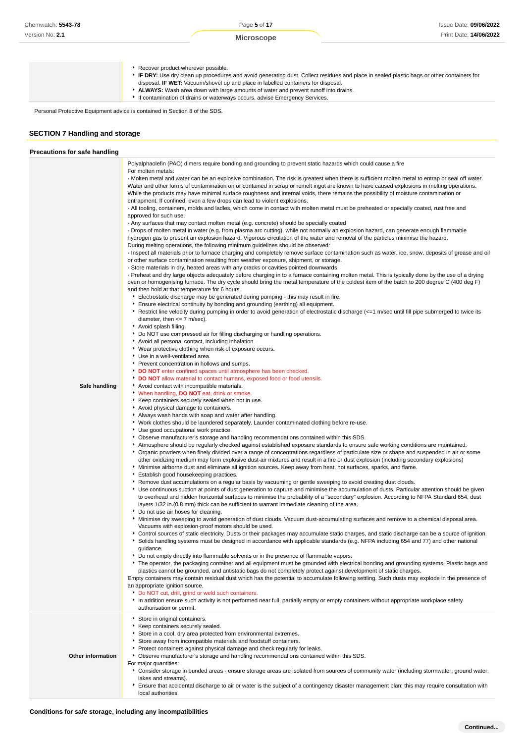| | |
|---|---|
| | ▸ Recover product wherever possible.<br>▸ **IF DRY:** Use dry clean up procedures and avoid generating dust. Collect residues and place in sealed plastic bags or other containers for disposal. **IF WET:** Vacuum/shovel up and place in labelled containers for disposal.<br>▸ **ALWAYS:** Wash area down with large amounts of water and prevent runoff into drains.<br>▸ If contamination of drains or waterways occurs, advise Emergency Services. |

Personal Protective Equipment advice is contained in Section 8 of the SDS.

## SECTION 7 Handling and storage

### Precautions for safe handling

| | |
|---|---|
| **Safe handling** | Polyalphaolefin (PAO) dimers require bonding and grounding to prevent static hazards which could cause a fire<br>For molten metals:<br>· Molten metal and water can be an explosive combination. The risk is greatest when there is sufficient molten metal to entrap or seal off water. Water and other forms of contamination on or contained in scrap or remelt ingot are known to have caused explosions in melting operations. While the products may have minimal surface roughness and internal voids, there remains the possibility of moisture contamination or entrapment. If confined, even a few drops can lead to violent explosions.<br>· All tooling, containers, molds and ladles, which come in contact with molten metal must be preheated or specially coated, rust free and approved for such use.<br>· Any surfaces that may contact molten metal (e.g. concrete) should be specially coated<br>· Drops of molten metal in water (e.g. from plasma arc cutting), while not normally an explosion hazard, can generate enough flammable hydrogen gas to present an explosion hazard. Vigorous circulation of the water and removal of the particles minimise the hazard.<br>During melting operations, the following minimum guidelines should be observed:<br>· Inspect all materials prior to furnace charging and completely remove surface contamination such as water, ice, snow, deposits of grease and oil or other surface contamination resulting from weather exposure, shipment, or storage.<br>· Store materials in dry, heated areas with any cracks or cavities pointed downwards.<br>· Preheat and dry large objects adequately before charging in to a furnace containing molten metal. This is typically done by the use of a drying oven or homogenising furnace. The dry cycle should bring the metal temperature of the coldest item of the batch to 200 degree C (400 deg F) and then hold at that temperature for 6 hours.<br>▸ Electrostatic discharge may be generated during pumping - this may result in fire.<br>▸ Ensure electrical continuity by bonding and grounding (earthing) all equipment.<br>▸ Restrict line velocity during pumping in order to avoid generation of electrostatic discharge (<=1 m/sec until fill pipe submerged to twice its diameter, then <= 7 m/sec).<br>▸ Avoid splash filling.<br>▸ Do NOT use compressed air for filling discharging or handling operations.<br>▸ Avoid all personal contact, including inhalation.<br>▸ Wear protective clothing when risk of exposure occurs.<br>▸ Use in a well-ventilated area.<br>▸ Prevent concentration in hollows and sumps.<br>▸ **DO NOT** enter confined spaces until atmosphere has been checked.<br>▸ **DO NOT** allow material to contact humans, exposed food or food utensils.<br>▸ Avoid contact with incompatible materials.<br>▸ When handling, **DO NOT** eat, drink or smoke.<br>▸ Keep containers securely sealed when not in use.<br>▸ Avoid physical damage to containers.<br>▸ Always wash hands with soap and water after handling.<br>▸ Work clothes should be laundered separately. Launder contaminated clothing before re-use.<br>▸ Use good occupational work practice.<br>▸ Observe manufacturer's storage and handling recommendations contained within this SDS.<br>▸ Atmosphere should be regularly checked against established exposure standards to ensure safe working conditions are maintained.<br>▸ Organic powders when finely divided over a range of concentrations regardless of particulate size or shape and suspended in air or some other oxidizing medium may form explosive dust-air mixtures and result in a fire or dust explosion (including secondary explosions)<br>▸ Minimise airborne dust and eliminate all ignition sources. Keep away from heat, hot surfaces, sparks, and flame.<br>▸ Establish good housekeeping practices.<br>▸ Remove dust accumulations on a regular basis by vacuuming or gentle sweeping to avoid creating dust clouds.<br>▸ Use continuous suction at points of dust generation to capture and minimise the accumulation of dusts. Particular attention should be given to overhead and hidden horizontal surfaces to minimise the probability of a "secondary" explosion. According to NFPA Standard 654, dust layers 1/32 in.(0.8 mm) thick can be sufficient to warrant immediate cleaning of the area.<br>▸ Do not use air hoses for cleaning.<br>▸ Minimise dry sweeping to avoid generation of dust clouds. Vacuum dust-accumulating surfaces and remove to a chemical disposal area. Vacuums with explosion-proof motors should be used.<br>▸ Control sources of static electricity. Dusts or their packages may accumulate static charges, and static discharge can be a source of ignition.<br>▸ Solids handling systems must be designed in accordance with applicable standards (e.g. NFPA including 654 and 77) and other national guidance.<br>▸ Do not empty directly into flammable solvents or in the presence of flammable vapors.<br>▸ The operator, the packaging container and all equipment must be grounded with electrical bonding and grounding systems. Plastic bags and plastics cannot be grounded, and antistatic bags do not completely protect against development of static charges.<br>Empty containers may contain residual dust which has the potential to accumulate following settling. Such dusts may explode in the presence of an appropriate ignition source.<br>▸ Do NOT cut, drill, grind or weld such containers.<br>▸ In addition ensure such activity is not performed near full, partially empty or empty containers without appropriate workplace safety authorisation or permit. |
| **Other information** | ▸ Store in original containers.<br>▸ Keep containers securely sealed.<br>▸ Store in a cool, dry area protected from environmental extremes.<br>▸ Store away from incompatible materials and foodstuff containers.<br>▸ Protect containers against physical damage and check regularly for leaks.<br>▸ Observe manufacturer's storage and handling recommendations contained within this SDS.<br>For major quantities:<br>▸ Consider storage in bunded areas - ensure storage areas are isolated from sources of community water (including stormwater, ground water, lakes and streams}.<br>▸ Ensure that accidental discharge to air or water is the subject of a contingency disaster management plan; this may require consultation with local authorities. |

### Conditions for safe storage, including any incompatibilities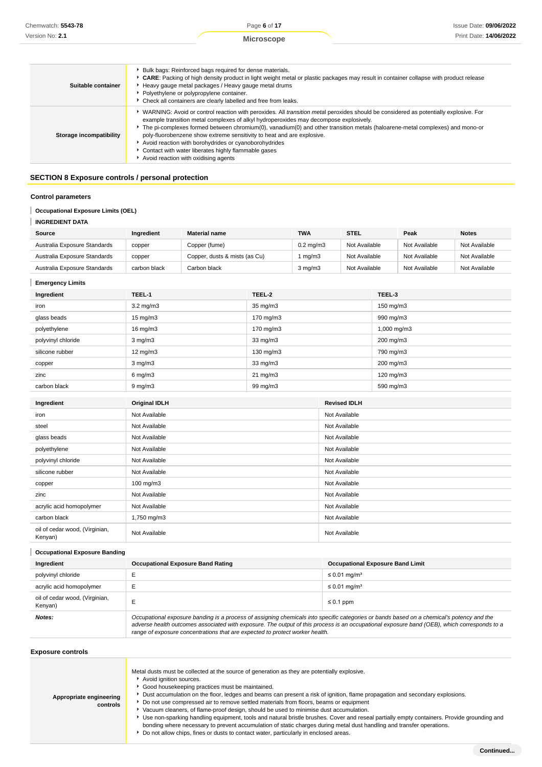| | |
|---|---|
| **Suitable container** | ▸ Bulk bags: Reinforced bags required for dense materials.<br>▸ **CARE**: Packing of high density product in light weight metal or plastic packages may result in container collapse with product release<br>▸ Heavy gauge metal packages / Heavy gauge metal drums<br>▸ Polyethylene or polypropylene container.<br>▸ Check all containers are clearly labelled and free from leaks. |
| **Storage incompatibility** | ▸ WARNING: Avoid or control reaction with peroxides. All *transition metal* peroxides should be considered as potentially explosive. For example transition metal complexes of alkyl hydroperoxides may decompose explosively.<br>▸ The pi-complexes formed between chromium(0), vanadium(0) and other transition metals (haloarene-metal complexes) and mono-or poly-fluorobenzene show extreme sensitivity to heat and are explosive.<br>▸ Avoid reaction with borohydrides or cyanoborohydrides<br>▸ Contact with water liberates highly flammable gases<br>▸ Avoid reaction with oxidising agents |

## SECTION 8 Exposure controls / personal protection

### Control parameters

#### Occupational Exposure Limits (OEL)

#### INGREDIENT DATA

| Source | Ingredient | Material name | TWA | STEL | Peak | Notes |
|---|---|---|---|---|---|---|
| Australia Exposure Standards | copper | Copper (fume) | 0.2 mg/m3 | Not Available | Not Available | Not Available |
| Australia Exposure Standards | copper | Copper, dusts & mists (as Cu) | 1 mg/m3 | Not Available | Not Available | Not Available |
| Australia Exposure Standards | carbon black | Carbon black | 3 mg/m3 | Not Available | Not Available | Not Available |

#### Emergency Limits

| Ingredient | TEEL-1 | TEEL-2 | TEEL-3 |
|---|---|---|---|
| iron | 3.2 mg/m3 | 35 mg/m3 | 150 mg/m3 |
| glass beads | 15 mg/m3 | 170 mg/m3 | 990 mg/m3 |
| polyethylene | 16 mg/m3 | 170 mg/m3 | 1,000 mg/m3 |
| polyvinyl chloride | 3 mg/m3 | 33 mg/m3 | 200 mg/m3 |
| silicone rubber | 12 mg/m3 | 130 mg/m3 | 790 mg/m3 |
| copper | 3 mg/m3 | 33 mg/m3 | 200 mg/m3 |
| zinc | 6 mg/m3 | 21 mg/m3 | 120 mg/m3 |
| carbon black | 9 mg/m3 | 99 mg/m3 | 590 mg/m3 |

| Ingredient | Original IDLH | Revised IDLH |
|---|---|---|
| iron | Not Available | Not Available |
| steel | Not Available | Not Available |
| glass beads | Not Available | Not Available |
| polyethylene | Not Available | Not Available |
| polyvinyl chloride | Not Available | Not Available |
| silicone rubber | Not Available | Not Available |
| copper | 100 mg/m3 | Not Available |
| zinc | Not Available | Not Available |
| acrylic acid homopolymer | Not Available | Not Available |
| carbon black | 1,750 mg/m3 | Not Available |
| oil of cedar wood, (Virginian, Kenyan) | Not Available | Not Available |

#### Occupational Exposure Banding

| Ingredient | Occupational Exposure Band Rating | Occupational Exposure Band Limit |
|---|---|---|
| polyvinyl chloride | E | ≤ 0.01 mg/m³ |
| acrylic acid homopolymer | E | ≤ 0.01 mg/m³ |
| oil of cedar wood, (Virginian, Kenyan) | E | ≤ 0.1 ppm |
| ***Notes:*** | *Occupational exposure banding is a process of assigning chemicals into specific categories or bands based on a chemical's potency and the adverse health outcomes associated with exposure. The output of this process is an occupational exposure band (OEB), which corresponds to a range of exposure concentrations that are expected to protect worker health.* | |

### Exposure controls

| | |
|---|---|
| **Appropriate engineering controls** | Metal dusts must be collected at the source of generation as they are potentially explosive.<br>▸ Avoid ignition sources.<br>▸ Good housekeeping practices must be maintained.<br>▸ Dust accumulation on the floor, ledges and beams can present a risk of ignition, flame propagation and secondary explosions.<br>▸ Do not use compressed air to remove settled materials from floors, beams or equipment<br>▸ Vacuum cleaners, of flame-proof design, should be used to minimise dust accumulation.<br>▸ Use non-sparking handling equipment, tools and natural bristle brushes. Cover and reseal partially empty containers. Provide grounding and bonding where necessary to prevent accumulation of static charges during metal dust handling and transfer operations.<br>▸ Do not allow chips, fines or dusts to contact water, particularly in enclosed areas. |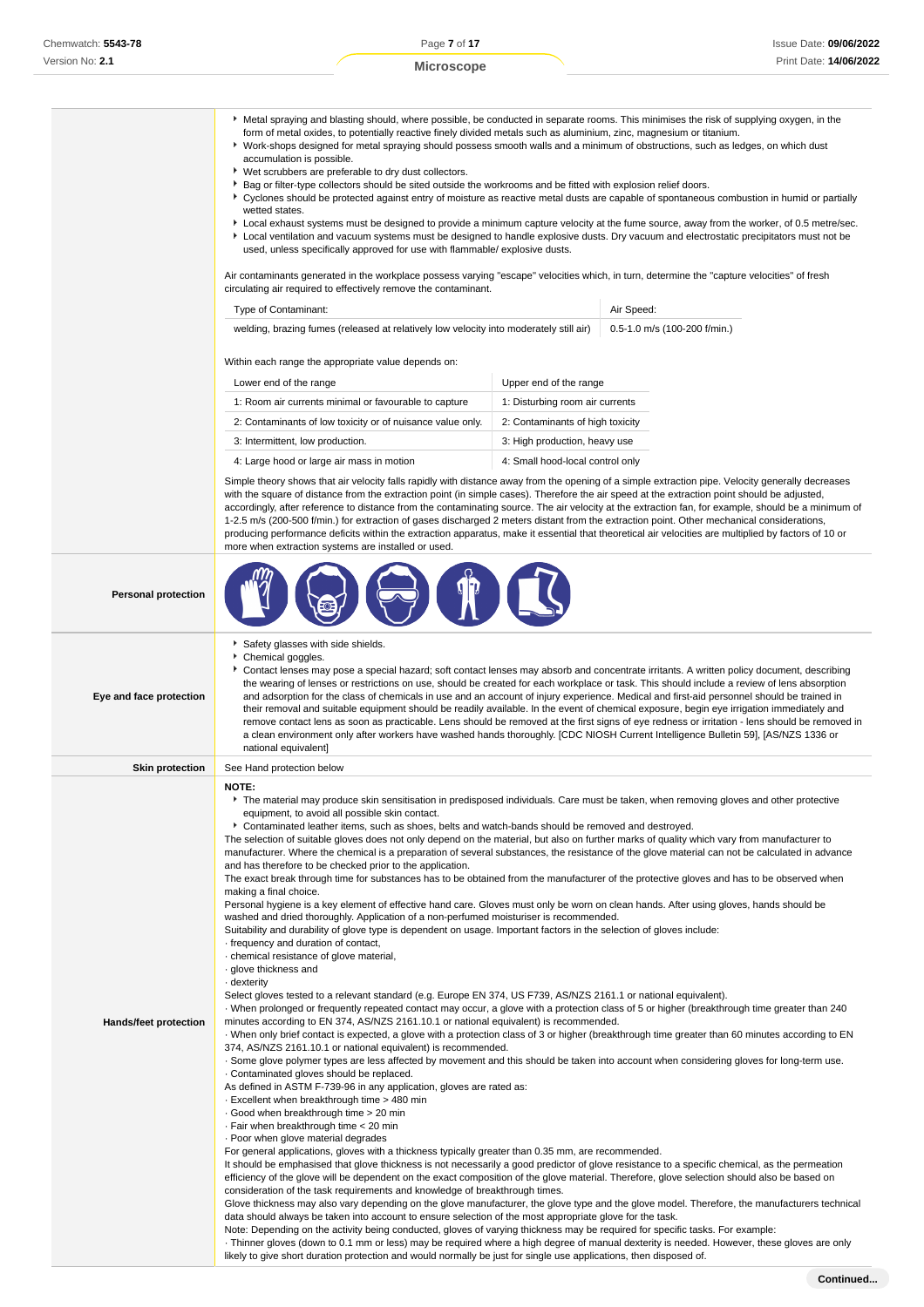- Metal spraying and blasting should, where possible, be conducted in separate rooms. This minimises the risk of supplying oxygen, in the form of metal oxides, to potentially reactive finely divided metals such as aluminium, zinc, magnesium or titanium.
- Work-shops designed for metal spraying should possess smooth walls and a minimum of obstructions, such as ledges, on which dust accumulation is possible.
- Wet scrubbers are preferable to dry dust collectors.
- Bag or filter-type collectors should be sited outside the workrooms and be fitted with explosion relief doors.
- Cyclones should be protected against entry of moisture as reactive metal dusts are capable of spontaneous combustion in humid or partially wetted states.
- Local exhaust systems must be designed to provide a minimum capture velocity at the fume source, away from the worker, of 0.5 metre/sec.
- Local ventilation and vacuum systems must be designed to handle explosive dusts. Dry vacuum and electrostatic precipitators must not be used, unless specifically approved for use with flammable/ explosive dusts.

Air contaminants generated in the workplace possess varying "escape" velocities which, in turn, determine the "capture velocities" of fresh circulating air required to effectively remove the contaminant.

| Type of Contaminant: | Air Speed: |
|---|---|
| welding, brazing fumes (released at relatively low velocity into moderately still air) | 0.5-1.0 m/s (100-200 f/min.) |

Within each range the appropriate value depends on:

| Lower end of the range | Upper end of the range |
|---|---|
| 1: Room air currents minimal or favourable to capture | 1: Disturbing room air currents |
| 2: Contaminants of low toxicity or of nuisance value only. | 2: Contaminants of high toxicity |
| 3: Intermittent, low production. | 3: High production, heavy use |
| 4: Large hood or large air mass in motion | 4: Small hood-local control only |

Simple theory shows that air velocity falls rapidly with distance away from the opening of a simple extraction pipe. Velocity generally decreases with the square of distance from the extraction point (in simple cases). Therefore the air speed at the extraction point should be adjusted, accordingly, after reference to distance from the contaminating source. The air velocity at the extraction fan, for example, should be a minimum of 1-2.5 m/s (200-500 f/min.) for extraction of gases discharged 2 meters distant from the extraction point. Other mechanical considerations, producing performance deficits within the extraction apparatus, make it essential that theoretical air velocities are multiplied by factors of 10 or more when extraction systems are installed or used.

**Personal protection**

**Eye and face protection**

- Safety glasses with side shields.
- Chemical goggles.
- Contact lenses may pose a special hazard; soft contact lenses may absorb and concentrate irritants. A written policy document, describing the wearing of lenses or restrictions on use, should be created for each workplace or task. This should include a review of lens absorption and adsorption for the class of chemicals in use and an account of injury experience. Medical and first-aid personnel should be trained in their removal and suitable equipment should be readily available. In the event of chemical exposure, begin eye irrigation immediately and remove contact lens as soon as practicable. Lens should be removed at the first signs of eye redness or irritation - lens should be removed in a clean environment only after workers have washed hands thoroughly. [CDC NIOSH Current Intelligence Bulletin 59], [AS/NZS 1336 or national equivalent]

**Skin protection**

See Hand protection below

**Hands/feet protection**

**NOTE:**

- The material may produce skin sensitisation in predisposed individuals. Care must be taken, when removing gloves and other protective equipment, to avoid all possible skin contact.
- Contaminated leather items, such as shoes, belts and watch-bands should be removed and destroyed.

The selection of suitable gloves does not only depend on the material, but also on further marks of quality which vary from manufacturer to manufacturer. Where the chemical is a preparation of several substances, the resistance of the glove material can not be calculated in advance and has therefore to be checked prior to the application.

The exact break through time for substances has to be obtained from the manufacturer of the protective gloves and has to be observed when making a final choice.

Personal hygiene is a key element of effective hand care. Gloves must only be worn on clean hands. After using gloves, hands should be washed and dried thoroughly. Application of a non-perfumed moisturiser is recommended.

Suitability and durability of glove type is dependent on usage. Important factors in the selection of gloves include:

· frequency and duration of contact,
· chemical resistance of glove material,
· glove thickness and
· dexterity

Select gloves tested to a relevant standard (e.g. Europe EN 374, US F739, AS/NZS 2161.1 or national equivalent).

· When prolonged or frequently repeated contact may occur, a glove with a protection class of 5 or higher (breakthrough time greater than 240 minutes according to EN 374, AS/NZS 2161.10.1 or national equivalent) is recommended.
· When only brief contact is expected, a glove with a protection class of 3 or higher (breakthrough time greater than 60 minutes according to EN 374, AS/NZS 2161.10.1 or national equivalent) is recommended.
· Some glove polymer types are less affected by movement and this should be taken into account when considering gloves for long-term use.
· Contaminated gloves should be replaced.

As defined in ASTM F-739-96 in any application, gloves are rated as:

· Excellent when breakthrough time > 480 min
· Good when breakthrough time > 20 min
· Fair when breakthrough time < 20 min
· Poor when glove material degrades

For general applications, gloves with a thickness typically greater than 0.35 mm, are recommended.

It should be emphasised that glove thickness is not necessarily a good predictor of glove resistance to a specific chemical, as the permeation efficiency of the glove will be dependent on the exact composition of the glove material. Therefore, glove selection should also be based on consideration of the task requirements and knowledge of breakthrough times.

Glove thickness may also vary depending on the glove manufacturer, the glove type and the glove model. Therefore, the manufacturers technical data should always be taken into account to ensure selection of the most appropriate glove for the task.

Note: Depending on the activity being conducted, gloves of varying thickness may be required for specific tasks. For example:

· Thinner gloves (down to 0.1 mm or less) may be required where a high degree of manual dexterity is needed. However, these gloves are only likely to give short duration protection and would normally be just for single use applications, then disposed of.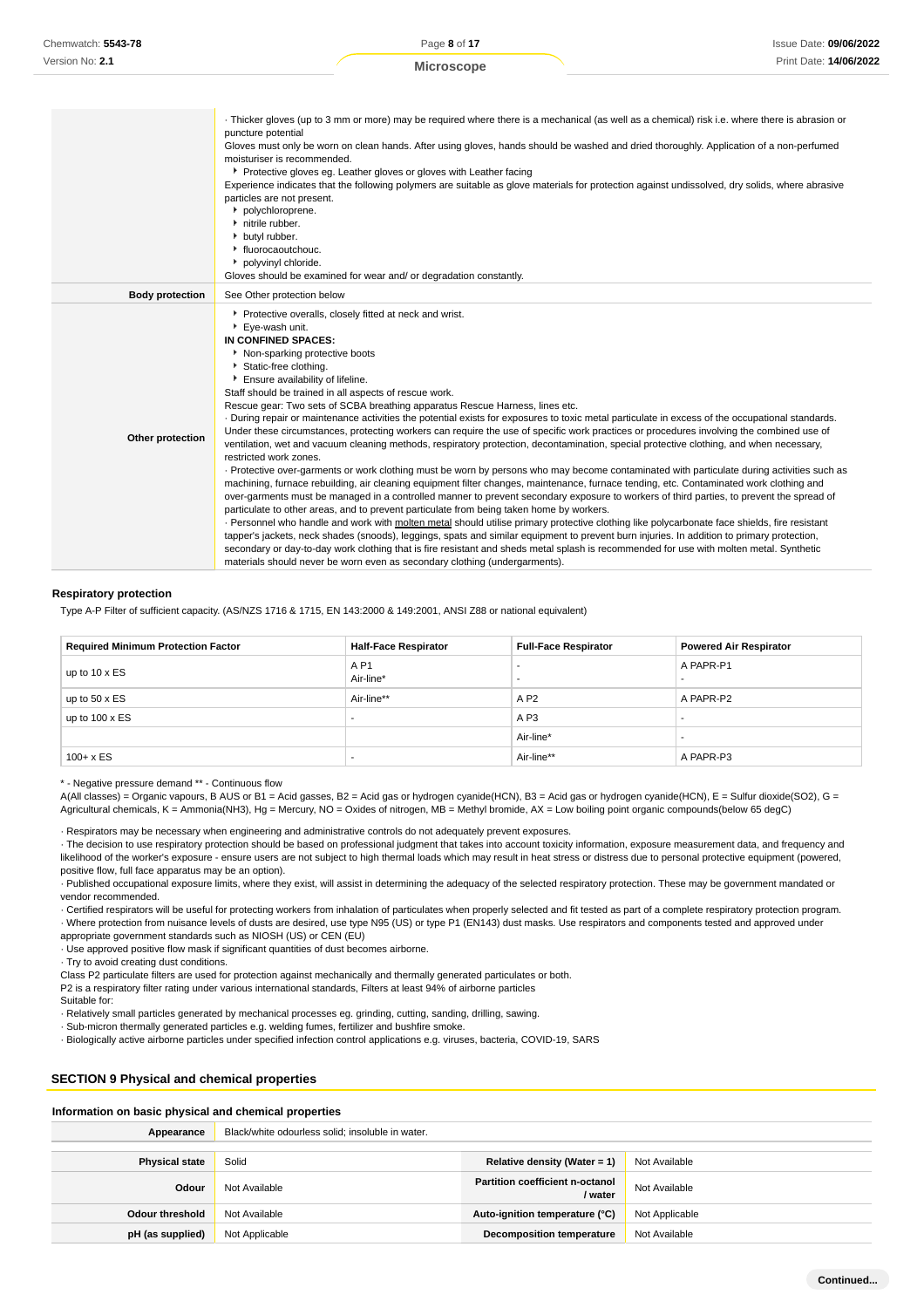| | |
|---|---|
| | · Thicker gloves (up to 3 mm or more) may be required where there is a mechanical (as well as a chemical) risk i.e. where there is abrasion or puncture potential<br>Gloves must only be worn on clean hands. After using gloves, hands should be washed and dried thoroughly. Application of a non-perfumed moisturiser is recommended.<br>▸ Protective gloves eg. Leather gloves or gloves with Leather facing<br>Experience indicates that the following polymers are suitable as glove materials for protection against undissolved, dry solids, where abrasive particles are not present.<br>▸ polychloroprene.<br>▸ nitrile rubber.<br>▸ butyl rubber.<br>▸ fluorocaoutchouc.<br>▸ polyvinyl chloride.<br>Gloves should be examined for wear and/ or degradation constantly. |
| **Body protection** | See Other protection below |
| **Other protection** | ▸ Protective overalls, closely fitted at neck and wrist.<br>▸ Eye-wash unit.<br>**IN CONFINED SPACES:**<br>▸ Non-sparking protective boots<br>▸ Static-free clothing.<br>▸ Ensure availability of lifeline.<br>Staff should be trained in all aspects of rescue work.<br>Rescue gear: Two sets of SCBA breathing apparatus Rescue Harness, lines etc.<br>· During repair or maintenance activities the potential exists for exposures to toxic metal particulate in excess of the occupational standards. Under these circumstances, protecting workers can require the use of specific work practices or procedures involving the combined use of ventilation, wet and vacuum cleaning methods, respiratory protection, decontamination, special protective clothing, and when necessary, restricted work zones.<br>· Protective over-garments or work clothing must be worn by persons who may become contaminated with particulate during activities such as machining, furnace rebuilding, air cleaning equipment filter changes, maintenance, furnace tending, etc. Contaminated work clothing and over-garments must be managed in a controlled manner to prevent secondary exposure to workers of third parties, to prevent the spread of particulate to other areas, and to prevent particulate from being taken home by workers.<br>· Personnel who handle and work with molten metal should utilise primary protective clothing like polycarbonate face shields, fire resistant tapper's jackets, neck shades (snoods), leggings, spats and similar equipment to prevent burn injuries. In addition to primary protection, secondary or day-to-day work clothing that is fire resistant and sheds metal splash is recommended for use with molten metal. Synthetic materials should never be worn even as secondary clothing (undergarments). |

### Respiratory protection

Type A-P Filter of sufficient capacity. (AS/NZS 1716 & 1715, EN 143:2000 & 149:2001, ANSI Z88 or national equivalent)

| Required Minimum Protection Factor | Half-Face Respirator | Full-Face Respirator | Powered Air Respirator |
|---|---|---|---|
| up to 10 x ES | A P1<br>Air-line* | -<br>- | A PAPR-P1<br>- |
| up to 50 x ES | Air-line** | A P2 | A PAPR-P2 |
| up to 100 x ES | - | A P3 | - |
| | | Air-line* | - |
| 100+ x ES | - | Air-line** | A PAPR-P3 |

\* - Negative pressure demand ** - Continuous flow

A(All classes) = Organic vapours, B AUS or B1 = Acid gasses, B2 = Acid gas or hydrogen cyanide(HCN), B3 = Acid gas or hydrogen cyanide(HCN), E = Sulfur dioxide(SO2), G = Agricultural chemicals, K = Ammonia(NH3), Hg = Mercury, NO = Oxides of nitrogen, MB = Methyl bromide, AX = Low boiling point organic compounds(below 65 degC)

· Respirators may be necessary when engineering and administrative controls do not adequately prevent exposures.
· The decision to use respiratory protection should be based on professional judgment that takes into account toxicity information, exposure measurement data, and frequency and likelihood of the worker's exposure - ensure users are not subject to high thermal loads which may result in heat stress or distress due to personal protective equipment (powered, positive flow, full face apparatus may be an option).
· Published occupational exposure limits, where they exist, will assist in determining the adequacy of the selected respiratory protection. These may be government mandated or vendor recommended.
· Certified respirators will be useful for protecting workers from inhalation of particulates when properly selected and fit tested as part of a complete respiratory protection program.
· Where protection from nuisance levels of dusts are desired, use type N95 (US) or type P1 (EN143) dust masks. Use respirators and components tested and approved under appropriate government standards such as NIOSH (US) or CEN (EU)
· Use approved positive flow mask if significant quantities of dust becomes airborne.
· Try to avoid creating dust conditions.
Class P2 particulate filters are used for protection against mechanically and thermally generated particulates or both.
P2 is a respiratory filter rating under various international standards, Filters at least 94% of airborne particles
Suitable for:
· Relatively small particles generated by mechanical processes eg. grinding, cutting, sanding, drilling, sawing.
· Sub-micron thermally generated particles e.g. welding fumes, fertilizer and bushfire smoke.
· Biologically active airborne particles under specified infection control applications e.g. viruses, bacteria, COVID-19, SARS

## SECTION 9 Physical and chemical properties

### Information on basic physical and chemical properties

| | | | |
|---|---|---|---|
| **Appearance** | Black/white odourless solid; insoluble in water. | | |
| **Physical state** | Solid | **Relative density (Water = 1)** | Not Available |
| **Odour** | Not Available | **Partition coefficient n-octanol / water** | Not Available |
| **Odour threshold** | Not Available | **Auto-ignition temperature (°C)** | Not Applicable |
| **pH (as supplied)** | Not Applicable | **Decomposition temperature** | Not Available |

Continued...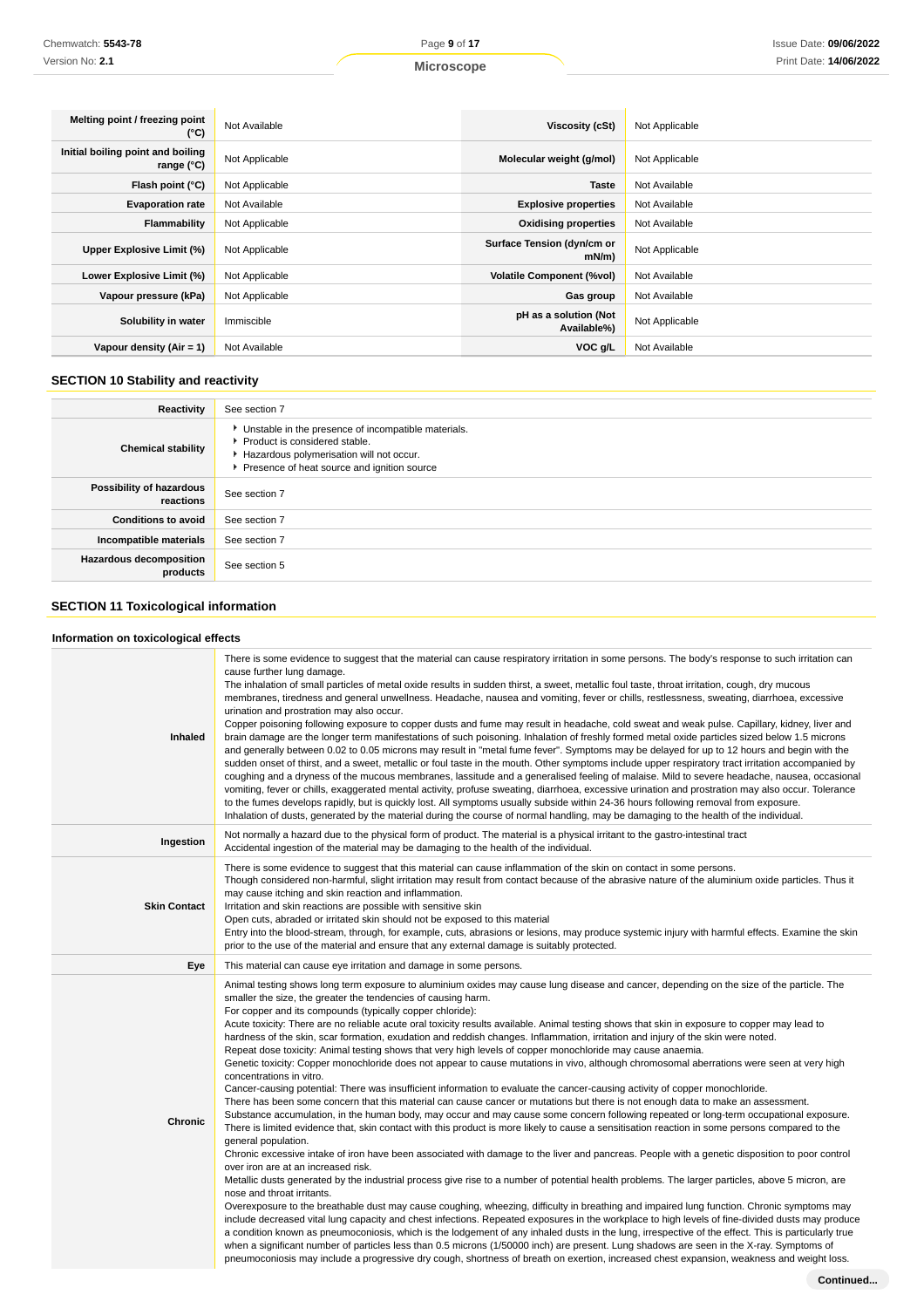| Melting point / freezing point (°C) | Not Available | Viscosity (cSt) | Not Applicable |
|---|---|---|---|
| Initial boiling point and boiling range (°C) | Not Applicable | Molecular weight (g/mol) | Not Applicable |
| Flash point (°C) | Not Applicable | Taste | Not Available |
| Evaporation rate | Not Available | Explosive properties | Not Available |
| Flammability | Not Applicable | Oxidising properties | Not Available |
| Upper Explosive Limit (%) | Not Applicable | Surface Tension (dyn/cm or mN/m) | Not Applicable |
| Lower Explosive Limit (%) | Not Applicable | Volatile Component (%vol) | Not Available |
| Vapour pressure (kPa) | Not Applicable | Gas group | Not Available |
| Solubility in water | Immiscible | pH as a solution (Not Available%) | Not Applicable |
| Vapour density (Air = 1) | Not Available | VOC g/L | Not Available |

## SECTION 10 Stability and reactivity

| | |
|---|---|
| **Reactivity** | See section 7 |
| **Chemical stability** | ▸ Unstable in the presence of incompatible materials.<br>▸ Product is considered stable.<br>▸ Hazardous polymerisation will not occur.<br>▸ Presence of heat source and ignition source |
| **Possibility of hazardous reactions** | See section 7 |
| **Conditions to avoid** | See section 7 |
| **Incompatible materials** | See section 7 |
| **Hazardous decomposition products** | See section 5 |

## SECTION 11 Toxicological information

### Information on toxicological effects

| | |
|---|---|
| **Inhaled** | There is some evidence to suggest that the material can cause respiratory irritation in some persons. The body's response to such irritation can cause further lung damage.<br>The inhalation of small particles of metal oxide results in sudden thirst, a sweet, metallic foul taste, throat irritation, cough, dry mucous membranes, tiredness and general unwellness. Headache, nausea and vomiting, fever or chills, restlessness, sweating, diarrhoea, excessive urination and prostration may also occur.<br>Copper poisoning following exposure to copper dusts and fume may result in headache, cold sweat and weak pulse. Capillary, kidney, liver and brain damage are the longer term manifestations of such poisoning. Inhalation of freshly formed metal oxide particles sized below 1.5 microns and generally between 0.02 to 0.05 microns may result in "metal fume fever". Symptoms may be delayed for up to 12 hours and begin with the sudden onset of thirst, and a sweet, metallic or foul taste in the mouth. Other symptoms include upper respiratory tract irritation accompanied by coughing and a dryness of the mucous membranes, lassitude and a generalised feeling of malaise. Mild to severe headache, nausea, occasional vomiting, fever or chills, exaggerated mental activity, profuse sweating, diarrhoea, excessive urination and prostration may also occur. Tolerance to the fumes develops rapidly, but is quickly lost. All symptoms usually subside within 24-36 hours following removal from exposure.<br>Inhalation of dusts, generated by the material during the course of normal handling, may be damaging to the health of the individual. |
| **Ingestion** | Not normally a hazard due to the physical form of product. The material is a physical irritant to the gastro-intestinal tract<br>Accidental ingestion of the material may be damaging to the health of the individual. |
| **Skin Contact** | There is some evidence to suggest that this material can cause inflammation of the skin on contact in some persons.<br>Though considered non-harmful, slight irritation may result from contact because of the abrasive nature of the aluminium oxide particles. Thus it may cause itching and skin reaction and inflammation.<br>Irritation and skin reactions are possible with sensitive skin<br>Open cuts, abraded or irritated skin should not be exposed to this material<br>Entry into the blood-stream, through, for example, cuts, abrasions or lesions, may produce systemic injury with harmful effects. Examine the skin prior to the use of the material and ensure that any external damage is suitably protected. |
| **Eye** | This material can cause eye irritation and damage in some persons. |
| **Chronic** | Animal testing shows long term exposure to aluminium oxides may cause lung disease and cancer, depending on the size of the particle. The smaller the size, the greater the tendencies of causing harm.<br>For copper and its compounds (typically copper chloride):<br>Acute toxicity: There are no reliable acute oral toxicity results available. Animal testing shows that skin in exposure to copper may lead to hardness of the skin, scar formation, exudation and reddish changes. Inflammation, irritation and injury of the skin were noted.<br>Repeat dose toxicity: Animal testing shows that very high levels of copper monochloride may cause anaemia.<br>Genetic toxicity: Copper monochloride does not appear to cause mutations in vivo, although chromosomal aberrations were seen at very high concentrations in vitro.<br>Cancer-causing potential: There was insufficient information to evaluate the cancer-causing activity of copper monochloride.<br>There has been some concern that this material can cause cancer or mutations but there is not enough data to make an assessment.<br>Substance accumulation, in the human body, may occur and may cause some concern following repeated or long-term occupational exposure.<br>There is limited evidence that, skin contact with this product is more likely to cause a sensitisation reaction in some persons compared to the general population.<br>Chronic excessive intake of iron have been associated with damage to the liver and pancreas. People with a genetic disposition to poor control over iron are at an increased risk.<br>Metallic dusts generated by the industrial process give rise to a number of potential health problems. The larger particles, above 5 micron, are nose and throat irritants.<br>Overexposure to the breathable dust may cause coughing, wheezing, difficulty in breathing and impaired lung function. Chronic symptoms may include decreased vital lung capacity and chest infections. Repeated exposures in the workplace to high levels of fine-divided dusts may produce a condition known as pneumoconiosis, which is the lodgement of any inhaled dusts in the lung, irrespective of the effect. This is particularly true when a significant number of particles less than 0.5 microns (1/50000 inch) are present. Lung shadows are seen in the X-ray. Symptoms of pneumoconiosis may include a progressive dry cough, shortness of breath on exertion, increased chest expansion, weakness and weight loss. |

Continued...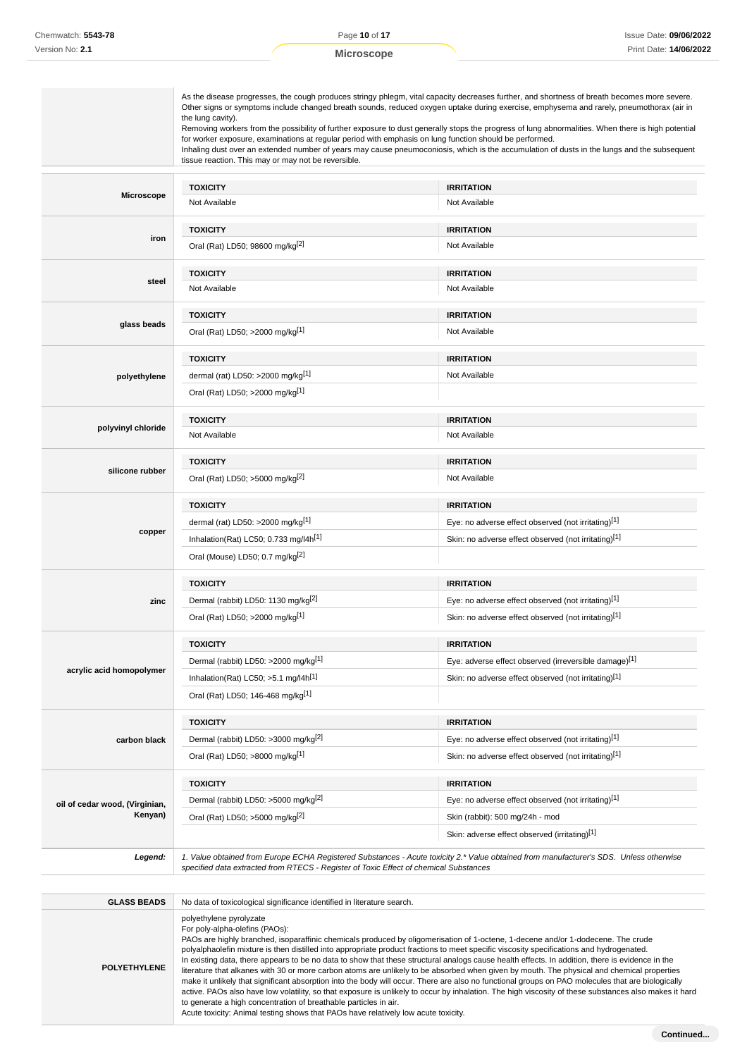As the disease progresses, the cough produces stringy phlegm, vital capacity decreases further, and shortness of breath becomes more severe. Other signs or symptoms include changed breath sounds, reduced oxygen uptake during exercise, emphysema and rarely, pneumothorax (air in the lung cavity).
Removing workers from the possibility of further exposure to dust generally stops the progress of lung abnormalities. When there is high potential for worker exposure, examinations at regular period with emphasis on lung function should be performed.
Inhaling dust over an extended number of years may cause pneumoconiosis, which is the accumulation of dusts in the lungs and the subsequent tissue reaction. This may or may not be reversible.

| | TOXICITY | IRRITATION |
|---|---|---|
| **Microscope** | Not Available | Not Available |
| **iron** | Oral (Rat) LD50; 98600 mg/kg[2] | Not Available |
| **steel** | Not Available | Not Available |
| **glass beads** | Oral (Rat) LD50; >2000 mg/kg[1] | Not Available |
| **polyethylene** | dermal (rat) LD50: >2000 mg/kg[1] | Not Available |
| | Oral (Rat) LD50; >2000 mg/kg[1] | |
| **polyvinyl chloride** | Not Available | Not Available |
| **silicone rubber** | Oral (Rat) LD50; >5000 mg/kg[2] | Not Available |
| **copper** | dermal (rat) LD50: >2000 mg/kg[1] | Eye: no adverse effect observed (not irritating)[1] |
| | Inhalation(Rat) LC50; 0.733 mg/l4h[1] | Skin: no adverse effect observed (not irritating)[1] |
| | Oral (Mouse) LD50; 0.7 mg/kg[2] | |
| **zinc** | Dermal (rabbit) LD50: 1130 mg/kg[2] | Eye: no adverse effect observed (not irritating)[1] |
| | Oral (Rat) LD50; >2000 mg/kg[1] | Skin: no adverse effect observed (not irritating)[1] |
| **acrylic acid homopolymer** | Dermal (rabbit) LD50: >2000 mg/kg[1] | Eye: adverse effect observed (irreversible damage)[1] |
| | Inhalation(Rat) LC50; >5.1 mg/l4h[1] | Skin: no adverse effect observed (not irritating)[1] |
| | Oral (Rat) LD50; 146-468 mg/kg[1] | |
| **carbon black** | Dermal (rabbit) LD50: >3000 mg/kg[2] | Eye: no adverse effect observed (not irritating)[1] |
| | Oral (Rat) LD50; >8000 mg/kg[1] | Skin: no adverse effect observed (not irritating)[1] |
| **oil of cedar wood, (Virginian, Kenyan)** | Dermal (rabbit) LD50: >5000 mg/kg[2] | Eye: no adverse effect observed (not irritating)[1] |
| | Oral (Rat) LD50; >5000 mg/kg[2] | Skin (rabbit): 500 mg/24h - mod |
| | | Skin: adverse effect observed (irritating)[1] |

***Legend:*** *1. Value obtained from Europe ECHA Registered Substances - Acute toxicity 2.\* Value obtained from manufacturer's SDS. Unless otherwise specified data extracted from RTECS - Register of Toxic Effect of chemical Substances*

| | |
|---|---|
| **GLASS BEADS** | No data of toxicological significance identified in literature search. |
| **POLYETHYLENE** | polyethylene pyrolyzate<br>For poly-alpha-olefins (PAOs):<br>PAOs are highly branched, isoparaffinic chemicals produced by oligomerisation of 1-octene, 1-decene and/or 1-dodecene. The crude polyalphaolefin mixture is then distilled into appropriate product fractions to meet specific viscosity specifications and hydrogenated.<br>In existing data, there appears to be no data to show that these structural analogs cause health effects. In addition, there is evidence in the literature that alkanes with 30 or more carbon atoms are unlikely to be absorbed when given by mouth. The physical and chemical properties make it unlikely that significant absorption into the body will occur. There are also no functional groups on PAO molecules that are biologically active. PAOs also have low volatility, so that exposure is unlikely to occur by inhalation. The high viscosity of these substances also makes it hard to generate a high concentration of breathable particles in air.<br>Acute toxicity: Animal testing shows that PAOs have relatively low acute toxicity. |

Continued...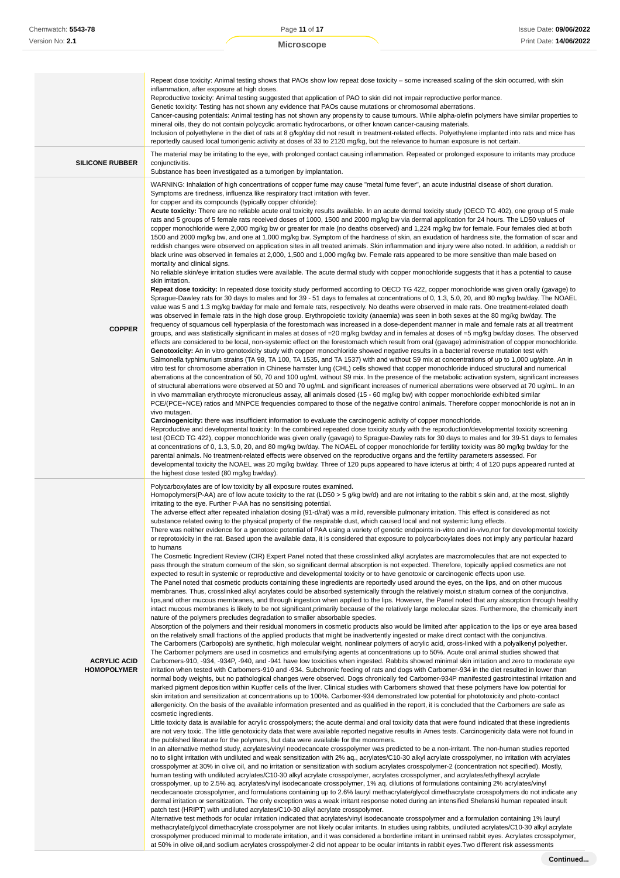| | |
|---|---|
| | Repeat dose toxicity: Animal testing shows that PAOs show low repeat dose toxicity – some increased scaling of the skin occurred, with skin inflammation, after exposure at high doses.<br>Reproductive toxicity: Animal testing suggested that application of PAO to skin did not impair reproductive performance.<br>Genetic toxicity: Testing has not shown any evidence that PAOs cause mutations or chromosomal aberrations.<br>Cancer-causing potentials: Animal testing has not shown any propensity to cause tumours. While alpha-olefin polymers have similar properties to mineral oils, they do not contain polycyclic aromatic hydrocarbons, or other known cancer-causing materials.<br>Inclusion of polyethylene in the diet of rats at 8 g/kg/day did not result in treatment-related effects. Polyethylene implanted into rats and mice has reportedly caused local tumorigenic activity at doses of 33 to 2120 mg/kg, but the relevance to human exposure is not certain. |
| **SILICONE RUBBER** | The material may be irritating to the eye, with prolonged contact causing inflammation. Repeated or prolonged exposure to irritants may produce conjunctivitis.<br>Substance has been investigated as a tumorigen by implantation. |
| **COPPER** | WARNING: Inhalation of high concentrations of copper fume may cause "metal fume fever", an acute industrial disease of short duration. Symptoms are tiredness, influenza like respiratory tract irritation with fever.<br>for copper and its compounds (typically copper chloride):<br>**Acute toxicity:** There are no reliable acute oral toxicity results available. In an acute dermal toxicity study (OECD TG 402), one group of 5 male rats and 5 groups of 5 female rats received doses of 1000, 1500 and 2000 mg/kg bw via dermal application for 24 hours. The LD50 values of copper monochloride were 2,000 mg/kg bw or greater for male (no deaths observed) and 1,224 mg/kg bw for female. Four females died at both 1500 and 2000 mg/kg bw, and one at 1,000 mg/kg bw. Symptom of the hardness of skin, an exudation of hardness site, the formation of scar and reddish changes were observed on application sites in all treated animals. Skin inflammation and injury were also noted. In addition, a reddish or black urine was observed in females at 2,000, 1,500 and 1,000 mg/kg bw. Female rats appeared to be more sensitive than male based on mortality and clinical signs.<br>No reliable skin/eye irritation studies were available. The acute dermal study with copper monochloride suggests that it has a potential to cause skin irritation.<br>**Repeat dose toxicity:** In repeated dose toxicity study performed according to OECD TG 422, copper monochloride was given orally (gavage) to Sprague-Dawley rats for 30 days to males and for 39 - 51 days to females at concentrations of 0, 1.3, 5.0, 20, and 80 mg/kg bw/day. The NOAEL value was 5 and 1.3 mg/kg bw/day for male and female rats, respectively. No deaths were observed in male rats. One treatment-related death was observed in female rats in the high dose group. Erythropoietic toxicity (anaemia) was seen in both sexes at the 80 mg/kg bw/day. The frequency of squamous cell hyperplasia of the forestomach was increased in a dose-dependent manner in male and female rats at all treatment groups, and was statistically significant in males at doses of =20 mg/kg bw/day and in females at doses of =5 mg/kg bw/day doses. The observed effects are considered to be local, non-systemic effect on the forestomach which result from oral (gavage) administration of copper monochloride.<br>**Genotoxicity:** An in vitro genotoxicity study with copper monochloride showed negative results in a bacterial reverse mutation test with Salmonella typhimurium strains (TA 98, TA 100, TA 1535, and TA 1537) with and without S9 mix at concentrations of up to 1,000 ug/plate. An in vitro test for chromosome aberration in Chinese hamster lung (CHL) cells showed that copper monochloride induced structural and numerical aberrations at the concentration of 50, 70 and 100 ug/mL without S9 mix. In the presence of the metabolic activation system, significant increases of structural aberrations were observed at 50 and 70 ug/mL and significant increases of numerical aberrations were observed at 70 ug/mL. In an in vivo mammalian erythrocyte micronucleus assay, all animals dosed (15 - 60 mg/kg bw) with copper monochloride exhibited similar PCE/(PCE+NCE) ratios and MNPCE frequencies compared to those of the negative control animals. Therefore copper monochloride is not an in vivo mutagen.<br>**Carcinogenicity:** there was insufficient information to evaluate the carcinogenic activity of copper monochloride.<br>Reproductive and developmental toxicity: In the combined repeated dose toxicity study with the reproduction/developmental toxicity screening test (OECD TG 422), copper monochloride was given orally (gavage) to Sprague-Dawley rats for 30 days to males and for 39-51 days to females at concentrations of 0, 1.3, 5.0, 20, and 80 mg/kg bw/day. The NOAEL of copper monochloride for fertility toxicity was 80 mg/kg bw/day for the parental animals. No treatment-related effects were observed on the reproductive organs and the fertility parameters assessed. For developmental toxicity the NOAEL was 20 mg/kg bw/day. Three of 120 pups appeared to have icterus at birth; 4 of 120 pups appeared runted at the highest dose tested (80 mg/kg bw/day). |
| **ACRYLIC ACID HOMOPOLYMER** | Polycarboxylates are of low toxicity by all exposure routes examined.<br>Homopolymers(P-AA) are of low acute toxicity to the rat (LD50 > 5 g/kg bw/d) and are not irritating to the rabbit s skin and, at the most, slightly irritating to the eye. Further P-AA has no sensitising potential.<br>The adverse effect after repeated inhalation dosing (91-d/rat) was a mild, reversible pulmonary irritation. This effect is considered as not substance related owing to the physical property of the respirable dust, which caused local and not systemic lung effects.<br>There was neither evidence for a genotoxic potential of PAA using a variety of genetic endpoints in-vitro and in-vivo,nor for developmental toxicity or reprotoxicity in the rat. Based upon the available data, it is considered that exposure to polycarboxylates does not imply any particular hazard to humans<br>The Cosmetic Ingredient Review (CIR) Expert Panel noted that these crosslinked alkyl acrylates are macromolecules that are not expected to pass through the stratum corneum of the skin, so significant dermal absorption is not expected. Therefore, topically applied cosmetics are not expected to result in systemic or reproductive and developmental toxicity or to have genotoxic or carcinogenic effects upon use.<br>The Panel noted that cosmetic products containing these ingredients are reportedly used around the eyes, on the lips, and on other mucous membranes. Thus, crosslinked alkyl acrylates could be absorbed systemically through the relatively moist,n stratum cornea of the conjunctiva, lips,and other mucous membranes, and through ingestion when applied to the lips. However, the Panel noted that any absorption through healthy intact mucous membranes is likely to be not significant,primarily because of the relatively large molecular sizes. Furthermore, the chemically inert nature of the polymers precludes degradation to smaller absorbable species.<br>Absorption of the polymers and their residual monomers in cosmetic products also would be limited after application to the lips or eye area based on the relatively small fractions of the applied products that might be inadvertently ingested or make direct contact with the conjunctiva.<br>The Carbomers (Carbopols) are synthetic, high molecular weight, nonlinear polymers of acrylic acid, cross-linked with a polyalkenyl polyether. The Carbomer polymers are used in cosmetics and emulsifying agents at concentrations up to 50%. Acute oral animal studies showed that Carbomers-910, -934, -934P, -940, and -941 have low toxicities when ingested. Rabbits showed minimal skin irritation and zero to moderate eye irritation when tested with Carbomers-910 and -934. Subchronic feeding of rats and dogs with Carbomer-934 in the diet resulted in lower than normal body weights, but no pathological changes were observed. Dogs chronically fed Carbomer-934P manifested gastrointestinal irritation and marked pigment deposition within Kupffer cells of the liver. Clinical studies with Carbomers showed that these polymers have low potential for skin irritation and sensitization at concentrations up to 100%. Carbomer-934 demonstrated low potential for phototoxicity and photo-contact allergenicity. On the basis of the available information presented and as qualified in the report, it is concluded that the Carbomers are safe as cosmetic ingredients.<br>Little toxicity data is available for acrylic crosspolymers; the acute dermal and oral toxicity data that were found indicated that these ingredients are not very toxic. The little genotoxicity data that were available reported negative results in Ames tests. Carcinogenicity data were not found in the published literature for the polymers, but data were available for the monomers.<br>In an alternative method study, acrylates/vinyl neodecanoate crosspolymer was predicted to be a non-irritant. The non-human studies reported no to slight irritation with undiluted and weak sensitization with 2% aq., acrylates/C10-30 alkyl acrylate crosspolymer, no irritation with acrylates crosspolymer at 30% in olive oil, and no irritation or sensitization with sodium acrylates crosspolymer-2 (concentration not specified). Mostly, human testing with undiluted acrylates/C10-30 alkyl acrylate crosspolymer, acrylates crosspolymer, and acrylates/ethylhexyl acrylate crosspolymer, up to 2.5% aq. acrylates/vinyl isodecanoate crosspolymer, 1% aq. dilutions of formulations containing 2% acrylates/vinyl neodecanoate crosspolymer, and formulations containing up to 2.6% lauryl methacrylate/glycol dimethacrylate crosspolymers do not indicate any dermal irritation or sensitization. The only exception was a weak irritant response noted during an intensified Shelanski human repeated insult patch test (HRIPT) with undiluted acrylates/C10-30 alkyl acrylate crosspolymer.<br>Alternative test methods for ocular irritation indicated that acrylates/vinyl isodecanoate crosspolymer and a formulation containing 1% lauryl methacrylate/glycol dimethacrylate crosspolymer are not likely ocular irritants. In studies using rabbits, undiluted acrylates/C10-30 alkyl acrylate crosspolymer produced minimal to moderate irritation, and it was considered a borderline irritant in unrinsed rabbit eyes. Acrylates crosspolymer, at 50% in olive oil,and sodium acrylates crosspolymer-2 did not appear to be ocular irritants in rabbit eyes.Two different risk assessments |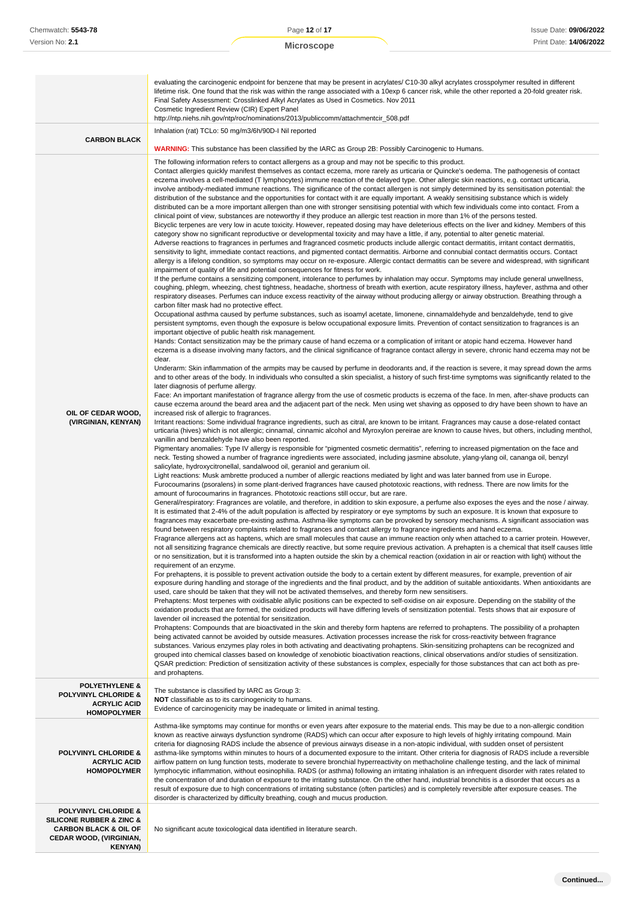| | |
|---|---|
| | evaluating the carcinogenic endpoint for benzene that may be present in acrylates/ C10-30 alkyl acrylates crosspolymer resulted in different lifetime risk. One found that the risk was within the range associated with a 10exp 6 cancer risk, while the other reported a 20-fold greater risk.<br>Final Safety Assessment: Crosslinked Alkyl Acrylates as Used in Cosmetics. Nov 2011<br>Cosmetic Ingredient Review (CIR) Expert Panel<br>http://ntp.niehs.nih.gov/ntp/roc/nominations/2013/publiccomm/attachmentcir_508.pdf |
| **CARBON BLACK** | Inhalation (rat) TCLo: 50 mg/m3/6h/90D-I Nil reported<br><br>**WARNING:** This substance has been classified by the IARC as Group 2B: Possibly Carcinogenic to Humans. |
| **OIL OF CEDAR WOOD, (VIRGINIAN, KENYAN)** | The following information refers to contact allergens as a group and may not be specific to this product.<br>Contact allergies quickly manifest themselves as contact eczema, more rarely as urticaria or Quincke's oedema. The pathogenesis of contact eczema involves a cell-mediated (T lymphocytes) immune reaction of the delayed type. Other allergic skin reactions, e.g. contact urticaria, involve antibody-mediated immune reactions. The significance of the contact allergen is not simply determined by its sensitisation potential: the distribution of the substance and the opportunities for contact with it are equally important. A weakly sensitising substance which is widely distributed can be a more important allergen than one with stronger sensitising potential with which few individuals come into contact. From a clinical point of view, substances are noteworthy if they produce an allergic test reaction in more than 1% of the persons tested.<br>Bicyclic terpenes are very low in acute toxicity. However, repeated dosing may have deleterious effects on the liver and kidney. Members of this category show no significant reproductive or developmental toxicity and may have a little, if any, potential to alter genetic material.<br>Adverse reactions to fragrances in perfumes and fragranced cosmetic products include allergic contact dermatitis, irritant contact dermatitis, sensitivity to light, immediate contact reactions, and pigmented contact dermatitis. Airborne and connubial contact dermatitis occurs. Contact allergy is a lifelong condition, so symptoms may occur on re-exposure. Allergic contact dermatitis can be severe and widespread, with significant impairment of quality of life and potential consequences for fitness for work.<br>If the perfume contains a sensitizing component, intolerance to perfumes by inhalation may occur. Symptoms may include general unwellness, coughing, phlegm, wheezing, chest tightness, headache, shortness of breath with exertion, acute respiratory illness, hayfever, asthma and other respiratory diseases. Perfumes can induce excess reactivity of the airway without producing allergy or airway obstruction. Breathing through a carbon filter mask had no protective effect.<br>Occupational asthma caused by perfume substances, such as isoamyl acetate, limonene, cinnamaldehyde and benzaldehyde, tend to give persistent symptoms, even though the exposure is below occupational exposure limits. Prevention of contact sensitization to fragrances is an important objective of public health risk management.<br>Hands: Contact sensitization may be the primary cause of hand eczema or a complication of irritant or atopic hand eczema. However hand eczema is a disease involving many factors, and the clinical significance of fragrance contact allergy in severe, chronic hand eczema may not be clear.<br>Underarm: Skin inflammation of the armpits may be caused by perfume in deodorants and, if the reaction is severe, it may spread down the arms and to other areas of the body. In individuals who consulted a skin specialist, a history of such first-time symptoms was significantly related to the later diagnosis of perfume allergy.<br>Face: An important manifestation of fragrance allergy from the use of cosmetic products is eczema of the face. In men, after-shave products can cause eczema around the beard area and the adjacent part of the neck. Men using wet shaving as opposed to dry have been shown to have an increased risk of allergic to fragrances.<br>Irritant reactions: Some individual fragrance ingredients, such as citral, are known to be irritant. Fragrances may cause a dose-related contact urticaria (hives) which is not allergic; cinnamal, cinnamic alcohol and Myroxylon pereirae are known to cause hives, but others, including menthol, vanillin and benzaldehyde have also been reported.<br>Pigmentary anomalies: Type IV allergy is responsible for "pigmented cosmetic dermatitis", referring to increased pigmentation on the face and neck. Testing showed a number of fragrance ingredients were associated, including jasmine absolute, ylang-ylang oil, cananga oil, benzyl salicylate, hydroxycitronellal, sandalwood oil, geraniol and geranium oil.<br>Light reactions: Musk ambrette produced a number of allergic reactions mediated by light and was later banned from use in Europe. Furocoumarins (psoralens) in some plant-derived fragrances have caused phototoxic reactions, with redness. There are now limits for the amount of furocoumarins in fragrances. Phototoxic reactions still occur, but are rare.<br>General/respiratory: Fragrances are volatile, and therefore, in addition to skin exposure, a perfume also exposes the eyes and the nose / airway. It is estimated that 2-4% of the adult population is affected by respiratory or eye symptoms by such an exposure. It is known that exposure to fragrances may exacerbate pre-existing asthma. Asthma-like symptoms can be provoked by sensory mechanisms. A significant association was found between respiratory complaints related to fragrances and contact allergy to fragrance ingredients and hand eczema.<br>Fragrance allergens act as haptens, which are small molecules that cause an immune reaction only when attached to a carrier protein. However, not all sensitizing fragrance chemicals are directly reactive, but some require previous activation. A prehapten is a chemical that itself causes little or no sensitization, but it is transformed into a hapten outside the skin by a chemical reaction (oxidation in air or reaction with light) without the requirement of an enzyme.<br>For prehaptens, it is possible to prevent activation outside the body to a certain extent by different measures, for example, prevention of air exposure during handling and storage of the ingredients and the final product, and by the addition of suitable antioxidants. When antioxidants are used, care should be taken that they will not be activated themselves, and thereby form new sensitisers.<br>Prehaptens: Most terpenes with oxidisable allylic positions can be expected to self-oxidise on air exposure. Depending on the stability of the oxidation products that are formed, the oxidized products will have differing levels of sensitization potential. Tests shows that air exposure of lavender oil increased the potential for sensitization.<br>Prohaptens: Compounds that are bioactivated in the skin and thereby form haptens are referred to prohaptens. The possibility of a prohapten being activated cannot be avoided by outside measures. Activation processes increase the risk for cross-reactivity between fragrance substances. Various enzymes play roles in both activating and deactivating prohaptens. Skin-sensitizing prohaptens can be recognized and grouped into chemical classes based on knowledge of xenobiotic bioactivation reactions, clinical observations and/or studies of sensitization.<br>QSAR prediction: Prediction of sensitization activity of these substances is complex, especially for those substances that can act both as pre- and prohaptens. |
| **POLYETHYLENE & POLYVINYL CHLORIDE & ACRYLIC ACID HOMOPOLYMER** | The substance is classified by IARC as Group 3:<br>**NOT** classifiable as to its carcinogenicity to humans.<br>Evidence of carcinogenicity may be inadequate or limited in animal testing. |
| **POLYVINYL CHLORIDE & ACRYLIC ACID HOMOPOLYMER** | Asthma-like symptoms may continue for months or even years after exposure to the material ends. This may be due to a non-allergic condition known as reactive airways dysfunction syndrome (RADS) which can occur after exposure to high levels of highly irritating compound. Main criteria for diagnosing RADS include the absence of previous airways disease in a non-atopic individual, with sudden onset of persistent asthma-like symptoms within minutes to hours of a documented exposure to the irritant. Other criteria for diagnosis of RADS include a reversible airflow pattern on lung function tests, moderate to severe bronchial hyperreactivity on methacholine challenge testing, and the lack of minimal lymphocytic inflammation, without eosinophilia. RADS (or asthma) following an irritating inhalation is an infrequent disorder with rates related to the concentration of and duration of exposure to the irritating substance. On the other hand, industrial bronchitis is a disorder that occurs as a result of exposure due to high concentrations of irritating substance (often particles) and is completely reversible after exposure ceases. The disorder is characterized by difficulty breathing, cough and mucus production. |
| **POLYVINYL CHLORIDE & SILICONE RUBBER & ZINC & CARBON BLACK & OIL OF CEDAR WOOD, (VIRGINIAN, KENYAN)** | No significant acute toxicological data identified in literature search. |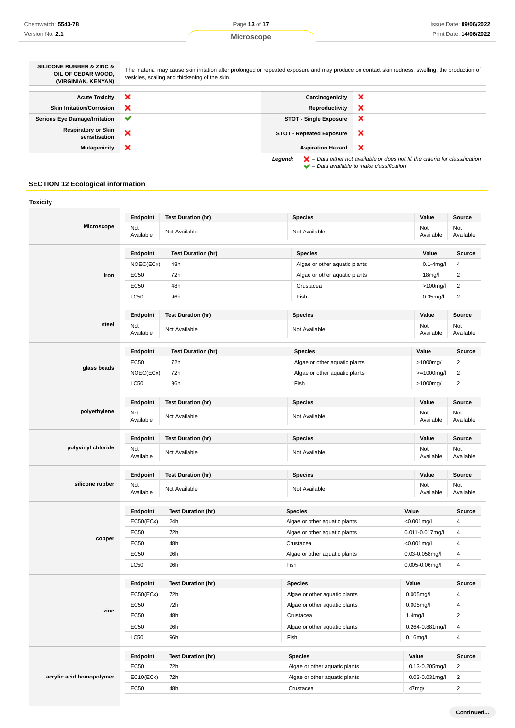| **SILICONE RUBBER & ZINC & OIL OF CEDAR WOOD, (VIRGINIAN, KENYAN)** | The material may cause skin irritation after prolonged or repeated exposure and may produce on contact skin redness, swelling, the production of vesicles, scaling and thickening of the skin. |
|---|---|

| | | | |
|---|---|---|---|
| **Acute Toxicity** | ✗ | **Carcinogenicity** | ✗ |
| **Skin Irritation/Corrosion** | ✗ | **Reproductivity** | ✗ |
| **Serious Eye Damage/Irritation** | ✔ | **STOT - Single Exposure** | ✗ |
| **Respiratory or Skin sensitisation** | ✗ | **STOT - Repeated Exposure** | ✗ |
| **Mutagenicity** | ✗ | **Aspiration Hazard** | ✗ |

***Legend:*** ✗ *– Data either not available or does not fill the criteria for classification*
✔ *– Data available to make classification*

## SECTION 12 Ecological information

### Toxicity

**Microscope**

| Endpoint | Test Duration (hr) | Species | Value | Source |
|---|---|---|---|---|
| Not Available | Not Available | Not Available | Not Available | Not Available |

**iron**

| Endpoint | Test Duration (hr) | Species | Value | Source |
|---|---|---|---|---|
| NOEC(ECx) | 48h | Algae or other aquatic plants | 0.1-4mg/l | 4 |
| EC50 | 72h | Algae or other aquatic plants | 18mg/l | 2 |
| EC50 | 48h | Crustacea | >100mg/l | 2 |
| LC50 | 96h | Fish | 0.05mg/l | 2 |

**steel**

| Endpoint | Test Duration (hr) | Species | Value | Source |
|---|---|---|---|---|
| Not Available | Not Available | Not Available | Not Available | Not Available |

**glass beads**

| Endpoint | Test Duration (hr) | Species | Value | Source |
|---|---|---|---|---|
| EC50 | 72h | Algae or other aquatic plants | >1000mg/l | 2 |
| NOEC(ECx) | 72h | Algae or other aquatic plants | >=1000mg/l | 2 |
| LC50 | 96h | Fish | >1000mg/l | 2 |

**polyethylene**

| Endpoint | Test Duration (hr) | Species | Value | Source |
|---|---|---|---|---|
| Not Available | Not Available | Not Available | Not Available | Not Available |

**polyvinyl chloride**

| Endpoint | Test Duration (hr) | Species | Value | Source |
|---|---|---|---|---|
| Not Available | Not Available | Not Available | Not Available | Not Available |

**silicone rubber**

| Endpoint | Test Duration (hr) | Species | Value | Source |
|---|---|---|---|---|
| Not Available | Not Available | Not Available | Not Available | Not Available |

**copper**

| Endpoint | Test Duration (hr) | Species | Value | Source |
|---|---|---|---|---|
| EC50(ECx) | 24h | Algae or other aquatic plants | <0.001mg/L | 4 |
| EC50 | 72h | Algae or other aquatic plants | 0.011-0.017mg/L | 4 |
| EC50 | 48h | Crustacea | <0.001mg/L | 4 |
| EC50 | 96h | Algae or other aquatic plants | 0.03-0.058mg/l | 4 |
| LC50 | 96h | Fish | 0.005-0.06mg/l | 4 |

**zinc**

| Endpoint | Test Duration (hr) | Species | Value | Source |
|---|---|---|---|---|
| EC50(ECx) | 72h | Algae or other aquatic plants | 0.005mg/l | 4 |
| EC50 | 72h | Algae or other aquatic plants | 0.005mg/l | 4 |
| EC50 | 48h | Crustacea | 1.4mg/l | 2 |
| EC50 | 96h | Algae or other aquatic plants | 0.264-0.881mg/l | 4 |
| LC50 | 96h | Fish | 0.16mg/L | 4 |

**acrylic acid homopolymer**

| Endpoint | Test Duration (hr) | Species | Value | Source |
|---|---|---|---|---|
| EC50 | 72h | Algae or other aquatic plants | 0.13-0.205mg/l | 2 |
| EC10(ECx) | 72h | Algae or other aquatic plants | 0.03-0.031mg/l | 2 |
| EC50 | 48h | Crustacea | 47mg/l | 2 |

**Continued...**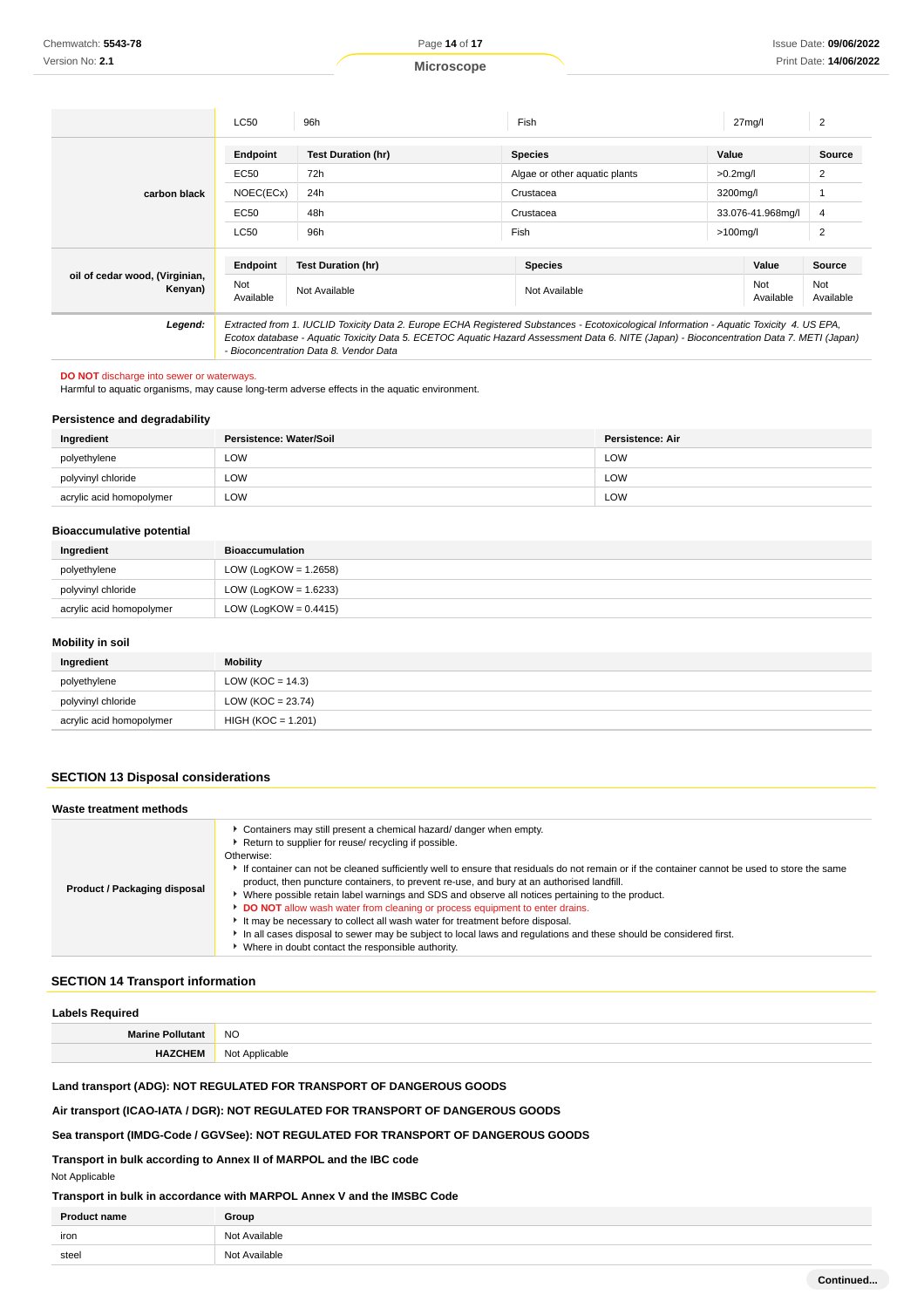| | LC50 | 96h | Fish | 27mg/l | 2 |
|---|---|---|---|---|---|
| carbon black | **Endpoint** | **Test Duration (hr)** | **Species** | **Value** | **Source** |
| | EC50 | 72h | Algae or other aquatic plants | >0.2mg/l | 2 |
| | NOEC(ECx) | 24h | Crustacea | 3200mg/l | 1 |
| | EC50 | 48h | Crustacea | 33.076-41.968mg/l | 4 |
| | LC50 | 96h | Fish | >100mg/l | 2 |
| oil of cedar wood, (Virginian, Kenyan) | **Endpoint** | **Test Duration (hr)** | **Species** | **Value** | **Source** |
| | Not Available | Not Available | Not Available | Not Available | Not Available |
| **Legend:** | *Extracted from 1. IUCLID Toxicity Data 2. Europe ECHA Registered Substances - Ecotoxicological Information - Aquatic Toxicity 4. US EPA, Ecotox database - Aquatic Toxicity Data 5. ECETOC Aquatic Hazard Assessment Data 6. NITE (Japan) - Bioconcentration Data 7. METI (Japan) - Bioconcentration Data 8. Vendor Data* | | | | |

**DO NOT** discharge into sewer or waterways.
Harmful to aquatic organisms, may cause long-term adverse effects in the aquatic environment.

### Persistence and degradability

| Ingredient | Persistence: Water/Soil | Persistence: Air |
|---|---|---|
| polyethylene | LOW | LOW |
| polyvinyl chloride | LOW | LOW |
| acrylic acid homopolymer | LOW | LOW |

### Bioaccumulative potential

| Ingredient | Bioaccumulation |
|---|---|
| polyethylene | LOW (LogKOW = 1.2658) |
| polyvinyl chloride | LOW (LogKOW = 1.6233) |
| acrylic acid homopolymer | LOW (LogKOW = 0.4415) |

### Mobility in soil

| Ingredient | Mobility |
|---|---|
| polyethylene | LOW (KOC = 14.3) |
| polyvinyl chloride | LOW (KOC = 23.74) |
| acrylic acid homopolymer | HIGH (KOC = 1.201) |

## SECTION 13 Disposal considerations

### Waste treatment methods

| | |
|---|---|
| **Product / Packaging disposal** | - Containers may still present a chemical hazard/ danger when empty.<br>- Return to supplier for reuse/ recycling if possible.<br>Otherwise:<br>- If container can not be cleaned sufficiently well to ensure that residuals do not remain or if the container cannot be used to store the same product, then puncture containers, to prevent re-use, and bury at an authorised landfill.<br>- Where possible retain label warnings and SDS and observe all notices pertaining to the product.<br>- **DO NOT** allow wash water from cleaning or process equipment to enter drains.<br>- It may be necessary to collect all wash water for treatment before disposal.<br>- In all cases disposal to sewer may be subject to local laws and regulations and these should be considered first.<br>- Where in doubt contact the responsible authority. |

## SECTION 14 Transport information

### Labels Required

| | |
|---|---|
| **Marine Pollutant** | NO |
| **HAZCHEM** | Not Applicable |

**Land transport (ADG): NOT REGULATED FOR TRANSPORT OF DANGEROUS GOODS**

**Air transport (ICAO-IATA / DGR): NOT REGULATED FOR TRANSPORT OF DANGEROUS GOODS**

**Sea transport (IMDG-Code / GGVSee): NOT REGULATED FOR TRANSPORT OF DANGEROUS GOODS**

**Transport in bulk according to Annex II of MARPOL and the IBC code**

Not Applicable

**Transport in bulk in accordance with MARPOL Annex V and the IMSBC Code**

| Product name | Group |
|---|---|
| iron | Not Available |
| steel | Not Available |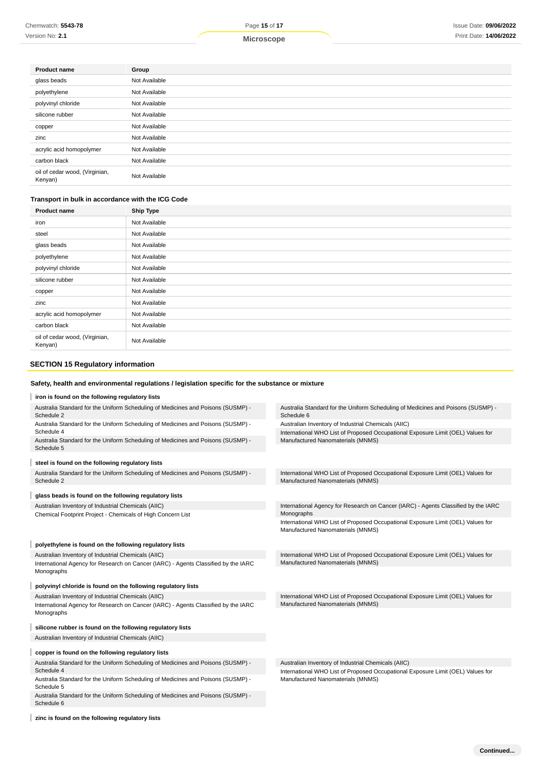| Product name | Group |
| --- | --- |
| glass beads | Not Available |
| polyethylene | Not Available |
| polyvinyl chloride | Not Available |
| silicone rubber | Not Available |
| copper | Not Available |
| zinc | Not Available |
| acrylic acid homopolymer | Not Available |
| carbon black | Not Available |
| oil of cedar wood, (Virginian, Kenyan) | Not Available |

### Transport in bulk in accordance with the ICG Code

| Product name | Ship Type |
| --- | --- |
| iron | Not Available |
| steel | Not Available |
| glass beads | Not Available |
| polyethylene | Not Available |
| polyvinyl chloride | Not Available |
| silicone rubber | Not Available |
| copper | Not Available |
| zinc | Not Available |
| acrylic acid homopolymer | Not Available |
| carbon black | Not Available |
| oil of cedar wood, (Virginian, Kenyan) | Not Available |

## SECTION 15 Regulatory information

### Safety, health and environmental regulations / legislation specific for the substance or mixture

**iron is found on the following regulatory lists**

- Australia Standard for the Uniform Scheduling of Medicines and Poisons (SUSMP) - Schedule 2
- Australia Standard for the Uniform Scheduling of Medicines and Poisons (SUSMP) - Schedule 4
- Australia Standard for the Uniform Scheduling of Medicines and Poisons (SUSMP) - Schedule 5
- Australia Standard for the Uniform Scheduling of Medicines and Poisons (SUSMP) - Schedule 6
- Australian Inventory of Industrial Chemicals (AIIC)
- International WHO List of Proposed Occupational Exposure Limit (OEL) Values for Manufactured Nanomaterials (MNMS)

**steel is found on the following regulatory lists**

- Australia Standard for the Uniform Scheduling of Medicines and Poisons (SUSMP) - Schedule 2
- International WHO List of Proposed Occupational Exposure Limit (OEL) Values for Manufactured Nanomaterials (MNMS)

**glass beads is found on the following regulatory lists**

- Australian Inventory of Industrial Chemicals (AIIC)
- Chemical Footprint Project - Chemicals of High Concern List
- International Agency for Research on Cancer (IARC) - Agents Classified by the IARC Monographs
- International WHO List of Proposed Occupational Exposure Limit (OEL) Values for Manufactured Nanomaterials (MNMS)

**polyethylene is found on the following regulatory lists**

- Australian Inventory of Industrial Chemicals (AIIC)
- International Agency for Research on Cancer (IARC) - Agents Classified by the IARC Monographs
- International WHO List of Proposed Occupational Exposure Limit (OEL) Values for Manufactured Nanomaterials (MNMS)

**polyvinyl chloride is found on the following regulatory lists**

- Australian Inventory of Industrial Chemicals (AIIC)
- International Agency for Research on Cancer (IARC) - Agents Classified by the IARC Monographs
- International WHO List of Proposed Occupational Exposure Limit (OEL) Values for Manufactured Nanomaterials (MNMS)

**silicone rubber is found on the following regulatory lists**

- Australian Inventory of Industrial Chemicals (AIIC)

**copper is found on the following regulatory lists**

- Australia Standard for the Uniform Scheduling of Medicines and Poisons (SUSMP) - Schedule 4
- Australia Standard for the Uniform Scheduling of Medicines and Poisons (SUSMP) - Schedule 5
- Australia Standard for the Uniform Scheduling of Medicines and Poisons (SUSMP) - Schedule 6
- Australian Inventory of Industrial Chemicals (AIIC)
- International WHO List of Proposed Occupational Exposure Limit (OEL) Values for Manufactured Nanomaterials (MNMS)

**zinc is found on the following regulatory lists**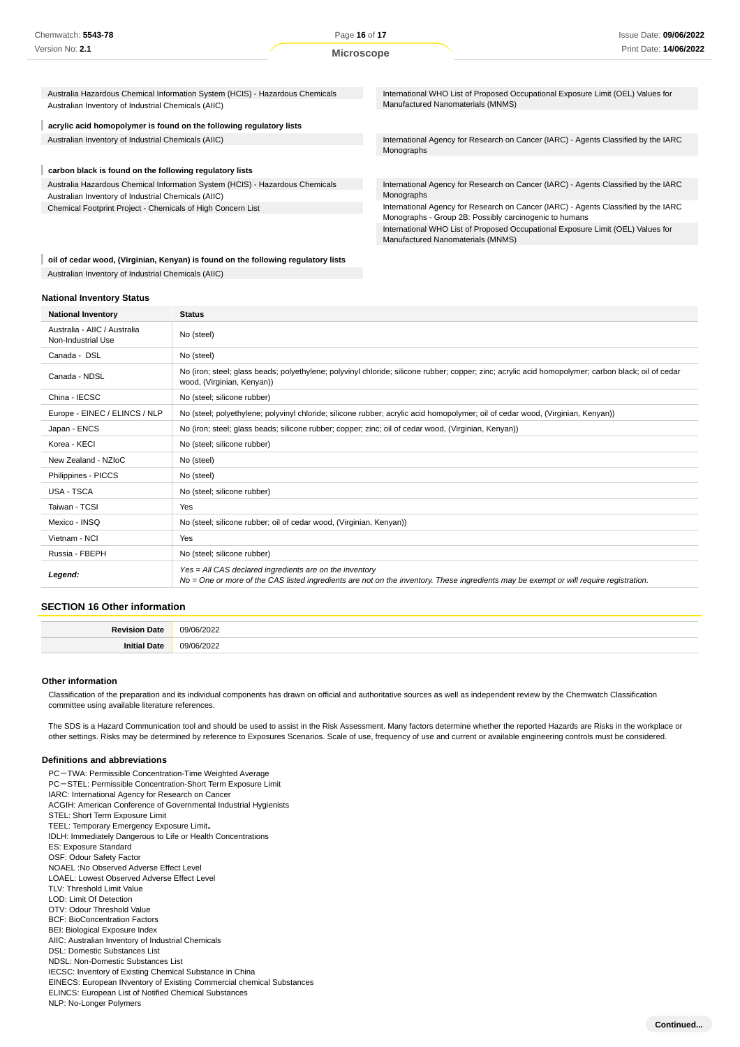| | |
|---|---|
| Australia Hazardous Chemical Information System (HCIS) - Hazardous Chemicals | International WHO List of Proposed Occupational Exposure Limit (OEL) Values for Manufactured Nanomaterials (MNMS) |
| Australian Inventory of Industrial Chemicals (AIIC) | |

**acrylic acid homopolymer is found on the following regulatory lists**

| | |
|---|---|
| Australian Inventory of Industrial Chemicals (AIIC) | International Agency for Research on Cancer (IARC) - Agents Classified by the IARC Monographs |

**carbon black is found on the following regulatory lists**

| | |
|---|---|
| Australia Hazardous Chemical Information System (HCIS) - Hazardous Chemicals | International Agency for Research on Cancer (IARC) - Agents Classified by the IARC Monographs |
| Australian Inventory of Industrial Chemicals (AIIC) | International Agency for Research on Cancer (IARC) - Agents Classified by the IARC Monographs - Group 2B: Possibly carcinogenic to humans |
| Chemical Footprint Project - Chemicals of High Concern List | International WHO List of Proposed Occupational Exposure Limit (OEL) Values for Manufactured Nanomaterials (MNMS) |

**oil of cedar wood, (Virginian, Kenyan) is found on the following regulatory lists**

Australian Inventory of Industrial Chemicals (AIIC)

### National Inventory Status

| National Inventory | Status |
|---|---|
| Australia - AIIC / Australia Non-Industrial Use | No (steel) |
| Canada - DSL | No (steel) |
| Canada - NDSL | No (iron; steel; glass beads; polyethylene; polyvinyl chloride; silicone rubber; copper; zinc; acrylic acid homopolymer; carbon black; oil of cedar wood, (Virginian, Kenyan)) |
| China - IECSC | No (steel; silicone rubber) |
| Europe - EINEC / ELINCS / NLP | No (steel; polyethylene; polyvinyl chloride; silicone rubber; acrylic acid homopolymer; oil of cedar wood, (Virginian, Kenyan)) |
| Japan - ENCS | No (iron; steel; glass beads; silicone rubber; copper; zinc; oil of cedar wood, (Virginian, Kenyan)) |
| Korea - KECI | No (steel; silicone rubber) |
| New Zealand - NZIoC | No (steel) |
| Philippines - PICCS | No (steel) |
| USA - TSCA | No (steel; silicone rubber) |
| Taiwan - TCSI | Yes |
| Mexico - INSQ | No (steel; silicone rubber; oil of cedar wood, (Virginian, Kenyan)) |
| Vietnam - NCI | Yes |
| Russia - FBEPH | No (steel; silicone rubber) |
| ***Legend:*** | *Yes = All CAS declared ingredients are on the inventory*<br>*No = One or more of the CAS listed ingredients are not on the inventory. These ingredients may be exempt or will require registration.* |

## SECTION 16 Other information

| | |
|---|---|
| **Revision Date** | 09/06/2022 |
| **Initial Date** | 09/06/2022 |

### Other information

Classification of the preparation and its individual components has drawn on official and authoritative sources as well as independent review by the Chemwatch Classification committee using available literature references.

The SDS is a Hazard Communication tool and should be used to assist in the Risk Assessment. Many factors determine whether the reported Hazards are Risks in the workplace or other settings. Risks may be determined by reference to Exposures Scenarios. Scale of use, frequency of use and current or available engineering controls must be considered.

### Definitions and abbreviations

PC－TWA: Permissible Concentration-Time Weighted Average
PC－STEL: Permissible Concentration-Short Term Exposure Limit
IARC: International Agency for Research on Cancer
ACGIH: American Conference of Governmental Industrial Hygienists
STEL: Short Term Exposure Limit
TEEL: Temporary Emergency Exposure Limit。
IDLH: Immediately Dangerous to Life or Health Concentrations
ES: Exposure Standard
OSF: Odour Safety Factor
NOAEL :No Observed Adverse Effect Level
LOAEL: Lowest Observed Adverse Effect Level
TLV: Threshold Limit Value
LOD: Limit Of Detection
OTV: Odour Threshold Value
BCF: BioConcentration Factors
BEI: Biological Exposure Index
AIIC: Australian Inventory of Industrial Chemicals
DSL: Domestic Substances List
NDSL: Non-Domestic Substances List
IECSC: Inventory of Existing Chemical Substance in China
EINECS: European INventory of Existing Commercial chemical Substances
ELINCS: European List of Notified Chemical Substances
NLP: No-Longer Polymers

**Continued...**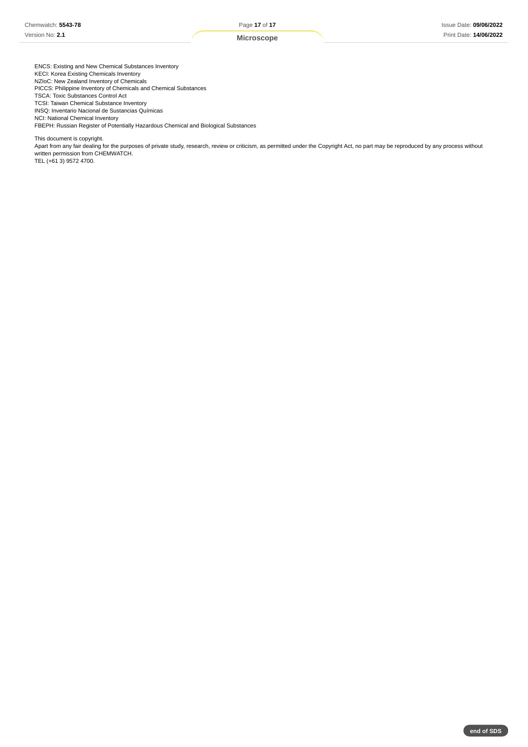ENCS: Existing and New Chemical Substances Inventory
KECI: Korea Existing Chemicals Inventory
NZIoC: New Zealand Inventory of Chemicals
PICCS: Philippine Inventory of Chemicals and Chemical Substances
TSCA: Toxic Substances Control Act
TCSI: Taiwan Chemical Substance Inventory
INSQ: Inventario Nacional de Sustancias Químicas
NCI: National Chemical Inventory
FBEPH: Russian Register of Potentially Hazardous Chemical and Biological Substances

This document is copyright.
Apart from any fair dealing for the purposes of private study, research, review or criticism, as permitted under the Copyright Act, no part may be reproduced by any process without written permission from CHEMWATCH.
TEL (+61 3) 9572 4700.

**end of SDS**